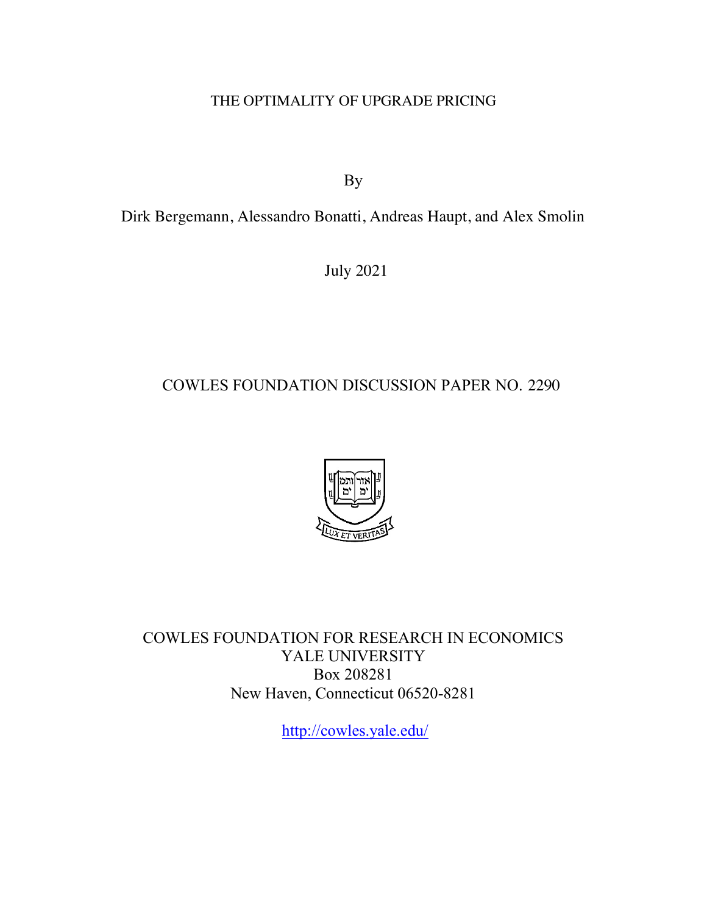# THE OPTIMALITY OF UPGRADE PRICING

By

Dirk Bergemann, Alessandro Bonatti, Andreas Haupt, and Alex Smolin

July 2021

COWLES FOUNDATION DISCUSSION PAPER NO. 2290

COWLES FOUNDATION FOR RESEARCH IN ECONOMICS  
YALE UNIVERSITY  
Box 208281  
New Haven, Connecticut 06520-8281

http://cowles.yale.edu/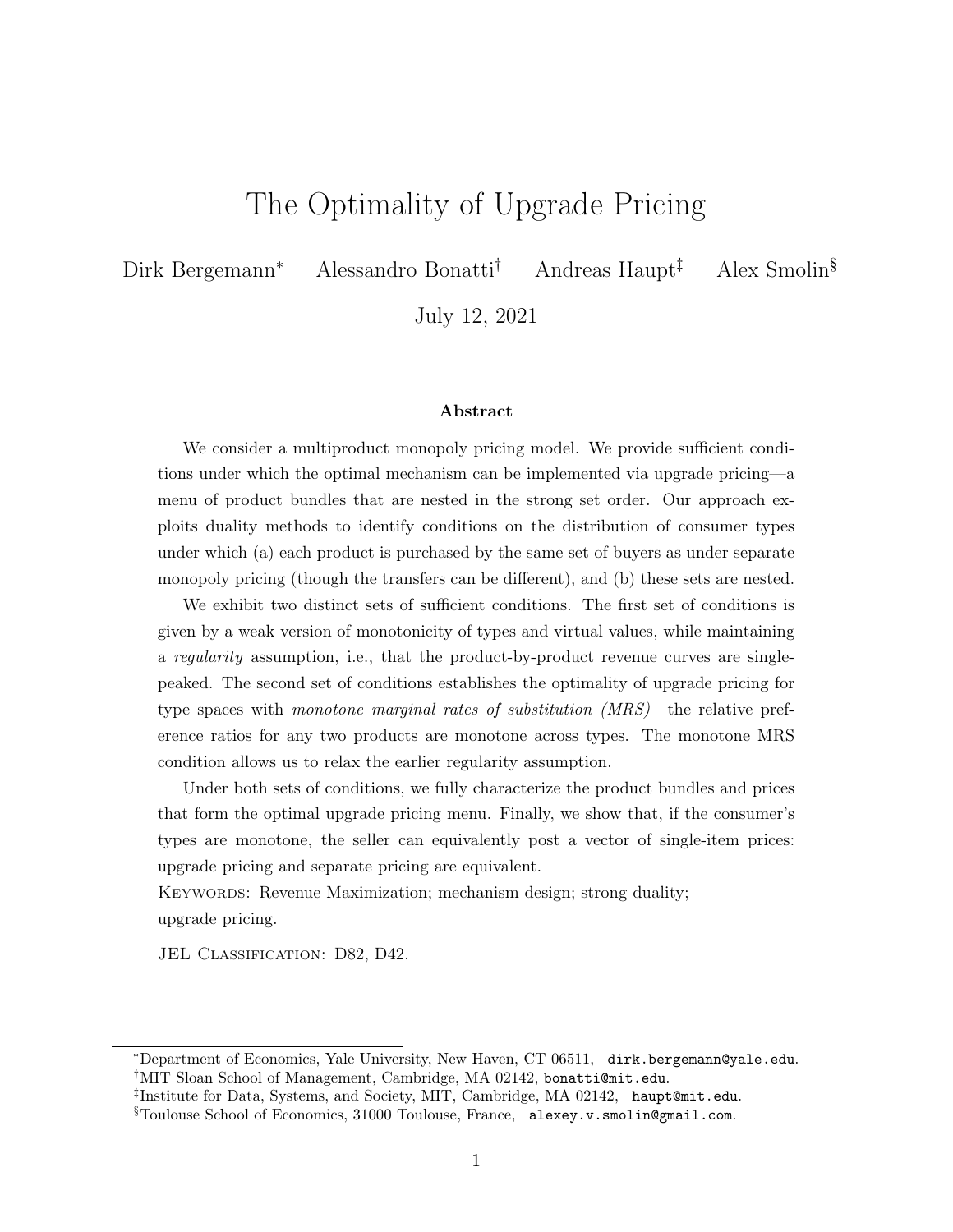# The Optimality of Upgrade Pricing

Dirk Bergemann[*] Alessandro Bonatti[†] Andreas Haupt[‡] Alex Smolin[§]

July 12, 2021

### Abstract

We consider a multiproduct monopoly pricing model. We provide sufficient conditions under which the optimal mechanism can be implemented via upgrade pricing—a menu of product bundles that are nested in the strong set order. Our approach exploits duality methods to identify conditions on the distribution of consumer types under which (a) each product is purchased by the same set of buyers as under separate monopoly pricing (though the transfers can be different), and (b) these sets are nested.

We exhibit two distinct sets of sufficient conditions. The first set of conditions is given by a weak version of monotonicity of types and virtual values, while maintaining a *regularity* assumption, i.e., that the product-by-product revenue curves are single-peaked. The second set of conditions establishes the optimality of upgrade pricing for type spaces with *monotone marginal rates of substitution (MRS)*—the relative preference ratios for any two products are monotone across types. The monotone MRS condition allows us to relax the earlier regularity assumption.

Under both sets of conditions, we fully characterize the product bundles and prices that form the optimal upgrade pricing menu. Finally, we show that, if the consumer's types are monotone, the seller can equivalently post a vector of single-item prices: upgrade pricing and separate pricing are equivalent.

Keywords: Revenue Maximization; mechanism design; strong duality; upgrade pricing.

JEL Classification: D82, D42.

---

[*] Department of Economics, Yale University, New Haven, CT 06511, dirk.bergemann@yale.edu.

[†] MIT Sloan School of Management, Cambridge, MA 02142, bonatti@mit.edu.

[‡] Institute for Data, Systems, and Society, MIT, Cambridge, MA 02142, haupt@mit.edu.

[§] Toulouse School of Economics, 31000 Toulouse, France, alexey.v.smolin@gmail.com.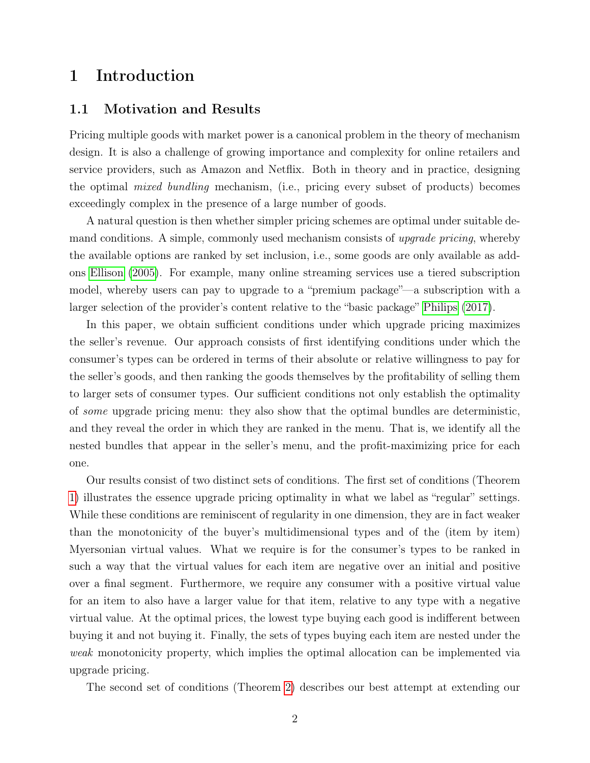# 1 Introduction

## 1.1 Motivation and Results

Pricing multiple goods with market power is a canonical problem in the theory of mechanism design. It is also a challenge of growing importance and complexity for online retailers and service providers, such as Amazon and Netflix. Both in theory and in practice, designing the optimal *mixed bundling* mechanism, (i.e., pricing every subset of products) becomes exceedingly complex in the presence of a large number of goods.

A natural question is then whether simpler pricing schemes are optimal under suitable demand conditions. A simple, commonly used mechanism consists of *upgrade pricing*, whereby the available options are ranked by set inclusion, i.e., some goods are only available as add-ons Ellison (2005). For example, many online streaming services use a tiered subscription model, whereby users can pay to upgrade to a "premium package"—a subscription with a larger selection of the provider's content relative to the "basic package" Philips (2017).

In this paper, we obtain sufficient conditions under which upgrade pricing maximizes the seller's revenue. Our approach consists of first identifying conditions under which the consumer's types can be ordered in terms of their absolute or relative willingness to pay for the seller's goods, and then ranking the goods themselves by the profitability of selling them to larger sets of consumer types. Our sufficient conditions not only establish the optimality of *some* upgrade pricing menu: they also show that the optimal bundles are deterministic, and they reveal the order in which they are ranked in the menu. That is, we identify all the nested bundles that appear in the seller's menu, and the profit-maximizing price for each one.

Our results consist of two distinct sets of conditions. The first set of conditions (Theorem 1) illustrates the essence upgrade pricing optimality in what we label as "regular" settings. While these conditions are reminiscent of regularity in one dimension, they are in fact weaker than the monotonicity of the buyer's multidimensional types and of the (item by item) Myersonian virtual values. What we require is for the consumer's types to be ranked in such a way that the virtual values for each item are negative over an initial and positive over a final segment. Furthermore, we require any consumer with a positive virtual value for an item to also have a larger value for that item, relative to any type with a negative virtual value. At the optimal prices, the lowest type buying each good is indifferent between buying it and not buying it. Finally, the sets of types buying each item are nested under the *weak* monotonicity property, which implies the optimal allocation can be implemented via upgrade pricing.

The second set of conditions (Theorem 2) describes our best attempt at extending our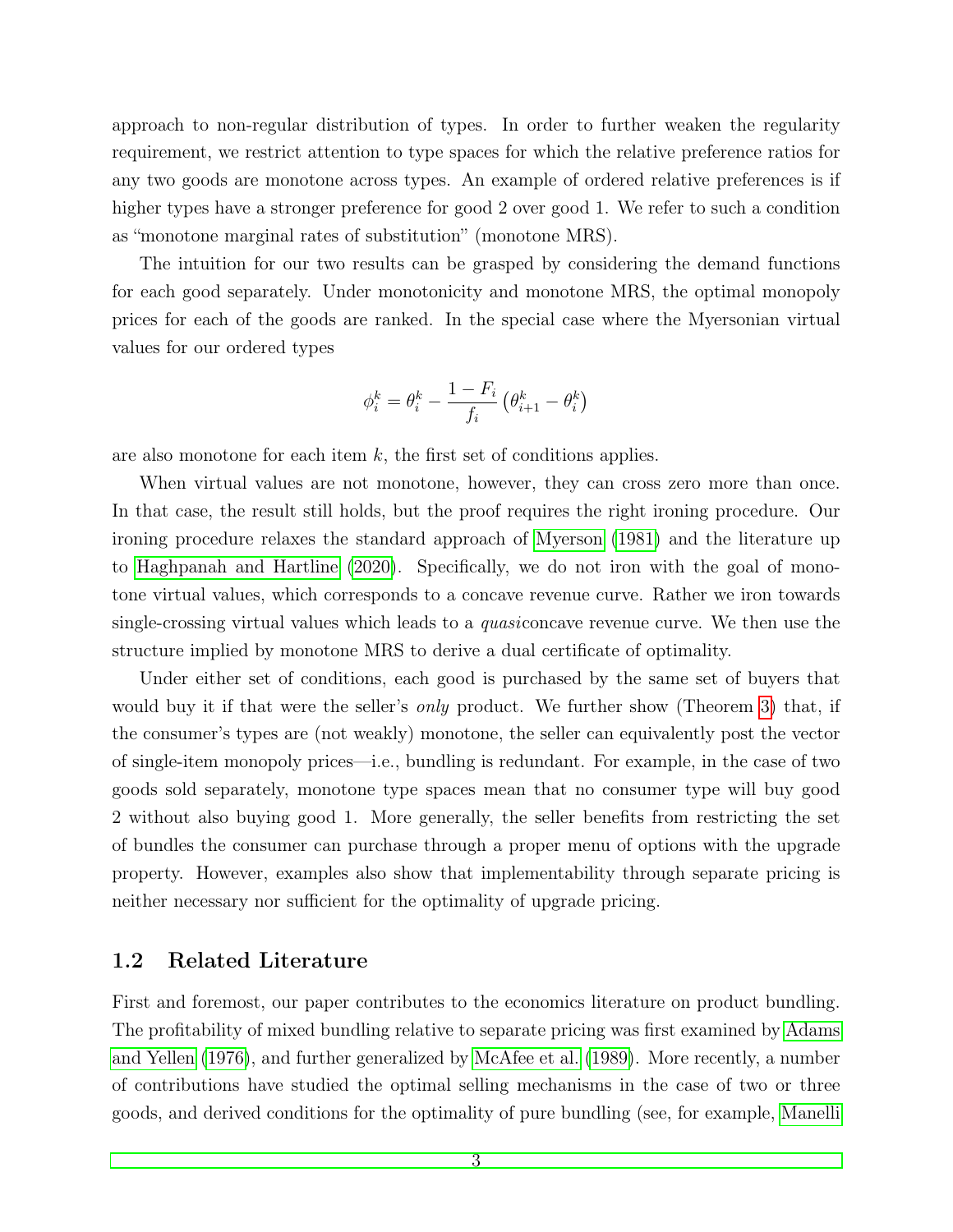approach to non-regular distribution of types. In order to further weaken the regularity requirement, we restrict attention to type spaces for which the relative preference ratios for any two goods are monotone across types. An example of ordered relative preferences is if higher types have a stronger preference for good 2 over good 1. We refer to such a condition as "monotone marginal rates of substitution" (monotone MRS).

The intuition for our two results can be grasped by considering the demand functions for each good separately. Under monotonicity and monotone MRS, the optimal monopoly prices for each of the goods are ranked. In the special case where the Myersonian virtual values for our ordered types

$$\phi_i^k = \theta_i^k - \frac{1 - F_i}{f_i} \left( \theta_{i+1}^k - \theta_i^k \right)$$

are also monotone for each item $k$, the first set of conditions applies.

When virtual values are not monotone, however, they can cross zero more than once. In that case, the result still holds, but the proof requires the right ironing procedure. Our ironing procedure relaxes the standard approach of Myerson (1981) and the literature up to Haghpanah and Hartline (2020). Specifically, we do not iron with the goal of monotone virtual values, which corresponds to a concave revenue curve. Rather we iron towards single-crossing virtual values which leads to a *quasi*concave revenue curve. We then use the structure implied by monotone MRS to derive a dual certificate of optimality.

Under either set of conditions, each good is purchased by the same set of buyers that would buy it if that were the seller's *only* product. We further show (Theorem 3) that, if the consumer's types are (not weakly) monotone, the seller can equivalently post the vector of single-item monopoly prices—i.e., bundling is redundant. For example, in the case of two goods sold separately, monotone type spaces mean that no consumer type will buy good 2 without also buying good 1. More generally, the seller benefits from restricting the set of bundles the consumer can purchase through a proper menu of options with the upgrade property. However, examples also show that implementability through separate pricing is neither necessary nor sufficient for the optimality of upgrade pricing.

## 1.2 Related Literature

First and foremost, our paper contributes to the economics literature on product bundling. The profitability of mixed bundling relative to separate pricing was first examined by Adams and Yellen (1976), and further generalized by McAfee et al. (1989). More recently, a number of contributions have studied the optimal selling mechanisms in the case of two or three goods, and derived conditions for the optimality of pure bundling (see, for example, Manelli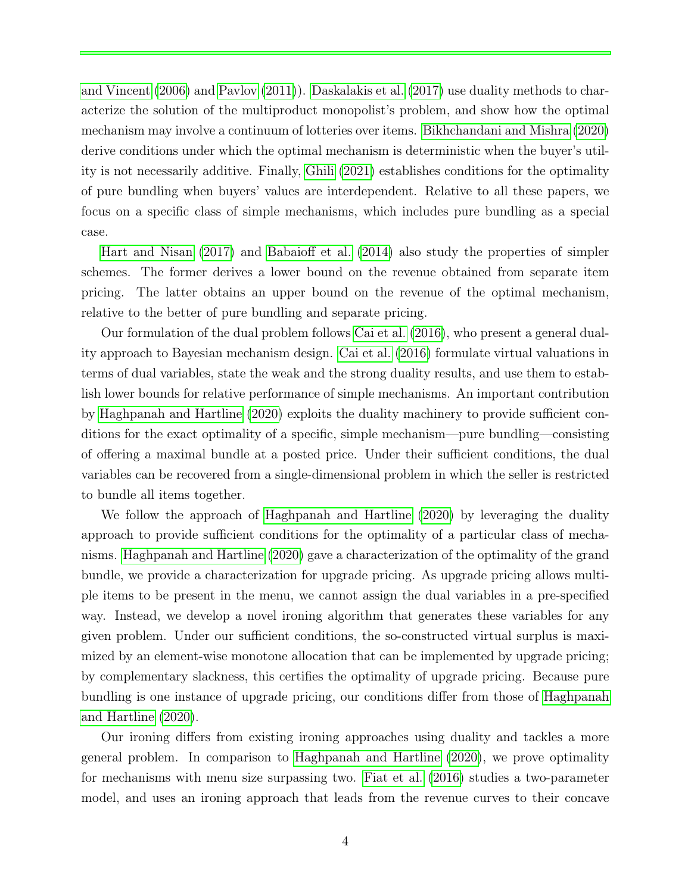and Vincent (2006) and Pavlov (2011)). Daskalakis et al. (2017) use duality methods to characterize the solution of the multiproduct monopolist's problem, and show how the optimal mechanism may involve a continuum of lotteries over items. Bikhchandani and Mishra (2020) derive conditions under which the optimal mechanism is deterministic when the buyer's utility is not necessarily additive. Finally, Ghili (2021) establishes conditions for the optimality of pure bundling when buyers' values are interdependent. Relative to all these papers, we focus on a specific class of simple mechanisms, which includes pure bundling as a special case.

Hart and Nisan (2017) and Babaioff et al. (2014) also study the properties of simpler schemes. The former derives a lower bound on the revenue obtained from separate item pricing. The latter obtains an upper bound on the revenue of the optimal mechanism, relative to the better of pure bundling and separate pricing.

Our formulation of the dual problem follows Cai et al. (2016), who present a general duality approach to Bayesian mechanism design. Cai et al. (2016) formulate virtual valuations in terms of dual variables, state the weak and the strong duality results, and use them to establish lower bounds for relative performance of simple mechanisms. An important contribution by Haghpanah and Hartline (2020) exploits the duality machinery to provide sufficient conditions for the exact optimality of a specific, simple mechanism—pure bundling—consisting of offering a maximal bundle at a posted price. Under their sufficient conditions, the dual variables can be recovered from a single-dimensional problem in which the seller is restricted to bundle all items together.

We follow the approach of Haghpanah and Hartline (2020) by leveraging the duality approach to provide sufficient conditions for the optimality of a particular class of mechanisms. Haghpanah and Hartline (2020) gave a characterization of the optimality of the grand bundle, we provide a characterization for upgrade pricing. As upgrade pricing allows multiple items to be present in the menu, we cannot assign the dual variables in a pre-specified way. Instead, we develop a novel ironing algorithm that generates these variables for any given problem. Under our sufficient conditions, the so-constructed virtual surplus is maximized by an element-wise monotone allocation that can be implemented by upgrade pricing; by complementary slackness, this certifies the optimality of upgrade pricing. Because pure bundling is one instance of upgrade pricing, our conditions differ from those of Haghpanah and Hartline (2020).

Our ironing differs from existing ironing approaches using duality and tackles a more general problem. In comparison to Haghpanah and Hartline (2020), we prove optimality for mechanisms with menu size surpassing two. Fiat et al. (2016) studies a two-parameter model, and uses an ironing approach that leads from the revenue curves to their concave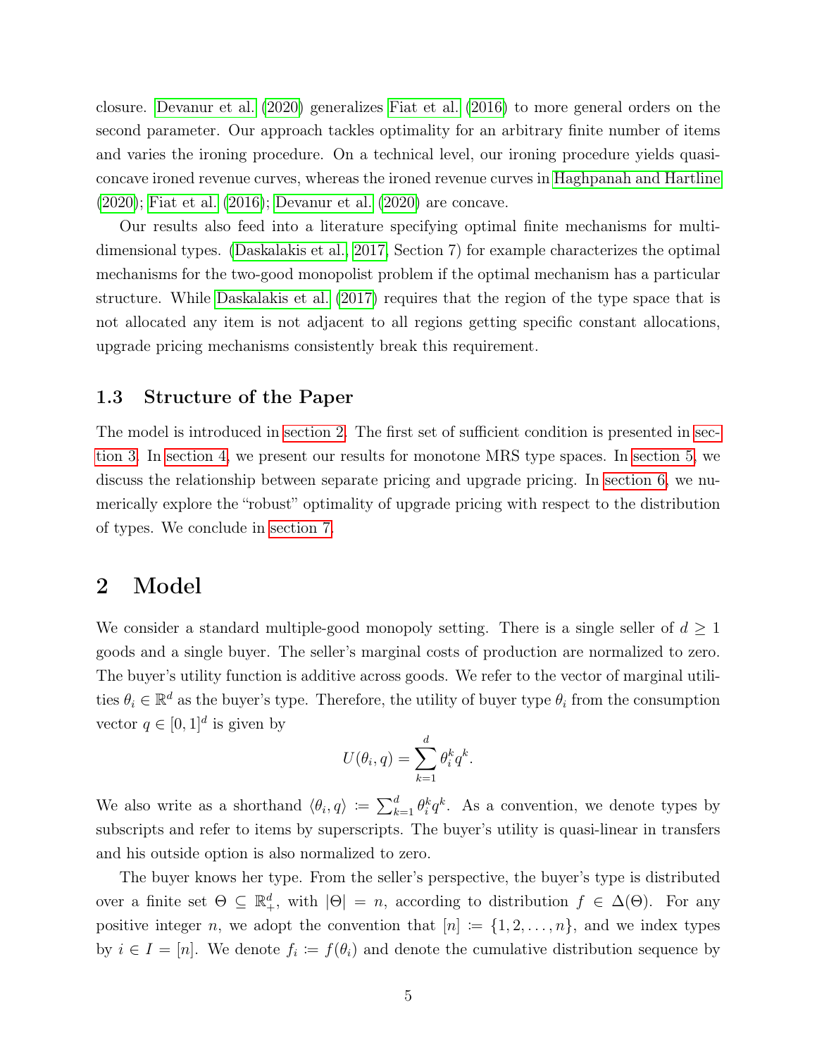closure. Devanur et al. (2020) generalizes Fiat et al. (2016) to more general orders on the second parameter. Our approach tackles optimality for an arbitrary finite number of items and varies the ironing procedure. On a technical level, our ironing procedure yields quasi-concave ironed revenue curves, whereas the ironed revenue curves in Haghpanah and Hartline (2020); Fiat et al. (2016); Devanur et al. (2020) are concave.

Our results also feed into a literature specifying optimal finite mechanisms for multi-dimensional types. (Daskalakis et al., 2017, Section 7) for example characterizes the optimal mechanisms for the two-good monopolist problem if the optimal mechanism has a particular structure. While Daskalakis et al. (2017) requires that the region of the type space that is not allocated any item is not adjacent to all regions getting specific constant allocations, upgrade pricing mechanisms consistently break this requirement.

### 1.3 Structure of the Paper

The model is introduced in section 2. The first set of sufficient condition is presented in section 3. In section 4, we present our results for monotone MRS type spaces. In section 5, we discuss the relationship between separate pricing and upgrade pricing. In section 6, we numerically explore the "robust" optimality of upgrade pricing with respect to the distribution of types. We conclude in section 7.

## 2 Model

We consider a standard multiple-good monopoly setting. There is a single seller of $d \geq 1$ goods and a single buyer. The seller's marginal costs of production are normalized to zero. The buyer's utility function is additive across goods. We refer to the vector of marginal utilities $\theta_i \in \mathbb{R}^d$ as the buyer's type. Therefore, the utility of buyer type $\theta_i$ from the consumption vector $q \in [0, 1]^d$ is given by

$$U(\theta_i, q) = \sum_{k=1}^{d} \theta_i^k q^k.$$

We also write as a shorthand $\langle \theta_i, q \rangle := \sum_{k=1}^{d} \theta_i^k q^k$. As a convention, we denote types by subscripts and refer to items by superscripts. The buyer's utility is quasi-linear in transfers and his outside option is also normalized to zero.

The buyer knows her type. From the seller's perspective, the buyer's type is distributed over a finite set $\Theta \subseteq \mathbb{R}^d_+$, with $|\Theta| = n$, according to distribution $f \in \Delta(\Theta)$. For any positive integer $n$, we adopt the convention that $[n] := \{1, 2, \ldots, n\}$, and we index types by $i \in I = [n]$. We denote $f_i := f(\theta_i)$ and denote the cumulative distribution sequence by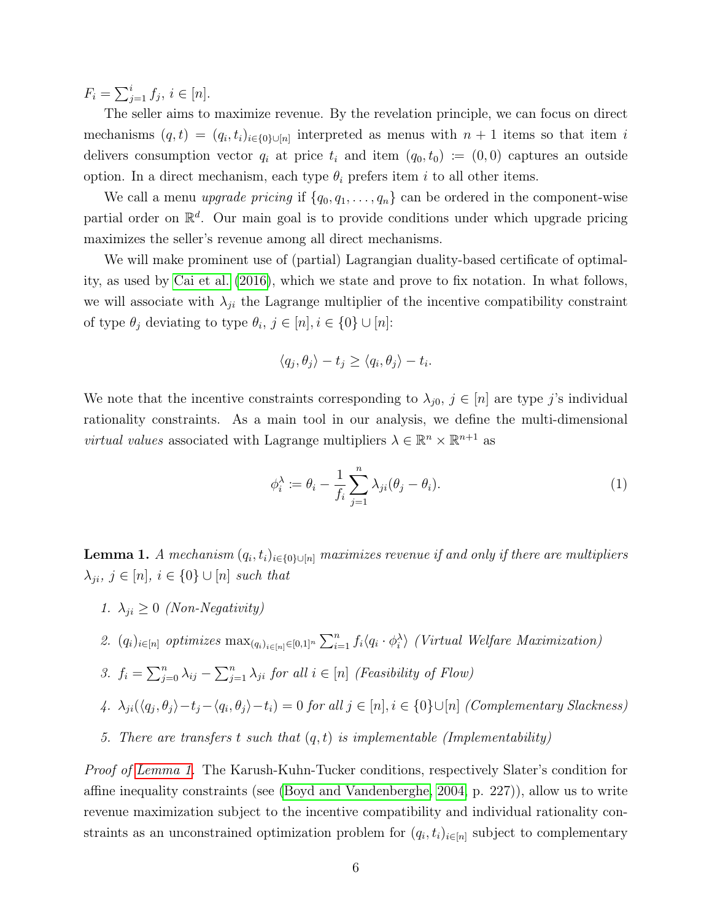$F_i = \sum_{j=1}^{i} f_j$, $i \in [n]$.

The seller aims to maximize revenue. By the revelation principle, we can focus on direct mechanisms $(q, t) = (q_i, t_i)_{i \in \{0\} \cup [n]}$ interpreted as menus with $n+1$ items so that item $i$ delivers consumption vector $q_i$ at price $t_i$ and item $(q_0, t_0) := (0, 0)$ captures an outside option. In a direct mechanism, each type $\theta_i$ prefers item $i$ to all other items.

We call a menu *upgrade pricing* if $\{q_0, q_1, \ldots, q_n\}$ can be ordered in the component-wise partial order on $\mathbb{R}^d$. Our main goal is to provide conditions under which upgrade pricing maximizes the seller's revenue among all direct mechanisms.

We will make prominent use of (partial) Lagrangian duality-based certificate of optimality, as used by Cai et al. (2016), which we state and prove to fix notation. In what follows, we will associate with $\lambda_{ji}$ the Lagrange multiplier of the incentive compatibility constraint of type $\theta_j$ deviating to type $\theta_i$, $j \in [n], i \in \{0\} \cup [n]$:

$$\langle q_j, \theta_j \rangle - t_j \geq \langle q_i, \theta_j \rangle - t_i.$$

We note that the incentive constraints corresponding to $\lambda_{j0}$, $j \in [n]$ are type $j$'s individual rationality constraints. As a main tool in our analysis, we define the multi-dimensional *virtual values* associated with Lagrange multipliers $\lambda \in \mathbb{R}^n \times \mathbb{R}^{n+1}$ as

$$\phi_i^\lambda := \theta_i - \frac{1}{f_i} \sum_{j=1}^{n} \lambda_{ji} (\theta_j - \theta_i). \tag{1}$$

**Lemma 1.** *A mechanism $(q_i, t_i)_{i \in \{0\} \cup [n]}$ maximizes revenue if and only if there are multipliers $\lambda_{ji}$, $j \in [n]$, $i \in \{0\} \cup [n]$ such that*

1. *$\lambda_{ji} \geq 0$ (Non-Negativity)*
2. *$(q_i)_{i \in [n]}$ optimizes $\max_{(q_i)_{i \in [n]} \in [0,1]^n} \sum_{i=1}^{n} f_i \langle q_i \cdot \phi_i^\lambda \rangle$ (Virtual Welfare Maximization)*
3. *$f_i = \sum_{j=0}^{n} \lambda_{ij} - \sum_{j=1}^{n} \lambda_{ji}$ for all $i \in [n]$ (Feasibility of Flow)*
4. *$\lambda_{ji}(\langle q_j, \theta_j \rangle - t_j - \langle q_i, \theta_j \rangle - t_i) = 0$ for all $j \in [n], i \in \{0\} \cup [n]$ (Complementary Slackness)*
5. *There are transfers $t$ such that $(q, t)$ is implementable (Implementability)*

*Proof of Lemma 1.* The Karush-Kuhn-Tucker conditions, respectively Slater's condition for affine inequality constraints (see (Boyd and Vandenberghe, 2004, p. 227)), allow us to write revenue maximization subject to the incentive compatibility and individual rationality constraints as an unconstrained optimization problem for $(q_i, t_i)_{i \in [n]}$ subject to complementary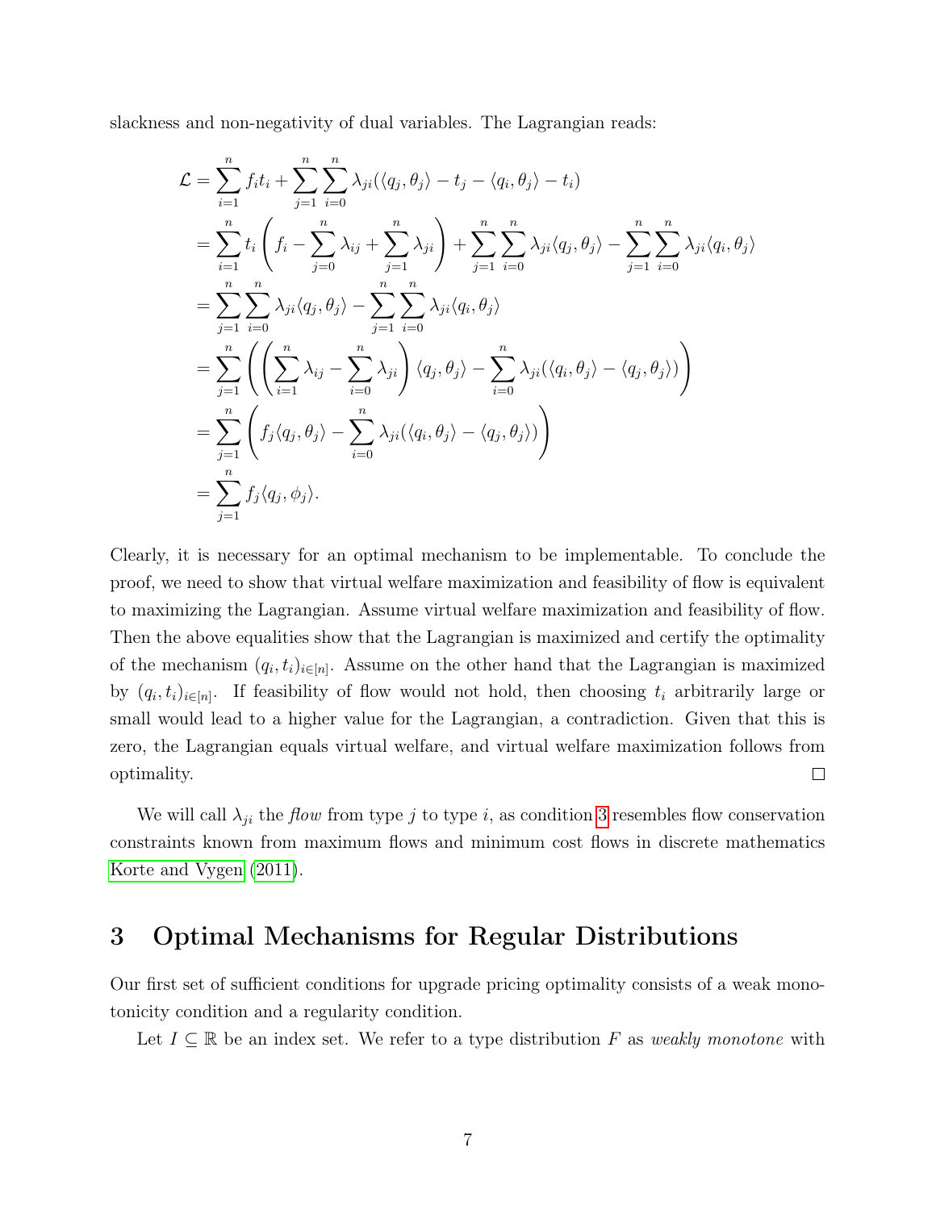slackness and non-negativity of dual variables. The Lagrangian reads:

$$
\begin{aligned}
\mathcal{L} &= \sum_{i=1}^{n} f_i t_i + \sum_{j=1}^{n} \sum_{i=0}^{n} \lambda_{ji}(\langle q_j, \theta_j \rangle - t_j - \langle q_i, \theta_j \rangle - t_i) \\
&= \sum_{i=1}^{n} t_i \left( f_i - \sum_{j=0}^{n} \lambda_{ij} + \sum_{j=1}^{n} \lambda_{ji} \right) + \sum_{j=1}^{n} \sum_{i=0}^{n} \lambda_{ji} \langle q_j, \theta_j \rangle - \sum_{j=1}^{n} \sum_{i=0}^{n} \lambda_{ji} \langle q_i, \theta_j \rangle \\
&= \sum_{j=1}^{n} \sum_{i=0}^{n} \lambda_{ji} \langle q_j, \theta_j \rangle - \sum_{j=1}^{n} \sum_{i=0}^{n} \lambda_{ji} \langle q_i, \theta_j \rangle \\
&= \sum_{j=1}^{n} \left( \left( \sum_{i=1}^{n} \lambda_{ij} - \sum_{i=0}^{n} \lambda_{ji} \right) \langle q_j, \theta_j \rangle - \sum_{i=0}^{n} \lambda_{ji} (\langle q_i, \theta_j \rangle - \langle q_j, \theta_j \rangle) \right) \\
&= \sum_{j=1}^{n} \left( f_j \langle q_j, \theta_j \rangle - \sum_{i=0}^{n} \lambda_{ji} (\langle q_i, \theta_j \rangle - \langle q_j, \theta_j \rangle) \right) \\
&= \sum_{j=1}^{n} f_j \langle q_j, \phi_j \rangle.
\end{aligned}
$$

Clearly, it is necessary for an optimal mechanism to be implementable. To conclude the proof, we need to show that virtual welfare maximization and feasibility of flow is equivalent to maximizing the Lagrangian. Assume virtual welfare maximization and feasibility of flow. Then the above equalities show that the Lagrangian is maximized and certify the optimality of the mechanism $(q_i, t_i)_{i \in [n]}$. Assume on the other hand that the Lagrangian is maximized by $(q_i, t_i)_{i \in [n]}$. If feasibility of flow would not hold, then choosing $t_i$ arbitrarily large or small would lead to a higher value for the Lagrangian, a contradiction. Given that this is zero, the Lagrangian equals virtual welfare, and virtual welfare maximization follows from optimality. □

We will call $\lambda_{ji}$ the *flow* from type $j$ to type $i$, as condition 3 resembles flow conservation constraints known from maximum flows and minimum cost flows in discrete mathematics Korte and Vygen (2011).

# 3 Optimal Mechanisms for Regular Distributions

Our first set of sufficient conditions for upgrade pricing optimality consists of a weak monotonicity condition and a regularity condition.

Let $I \subseteq \mathbb{R}$ be an index set. We refer to a type distribution $F$ as *weakly monotone* with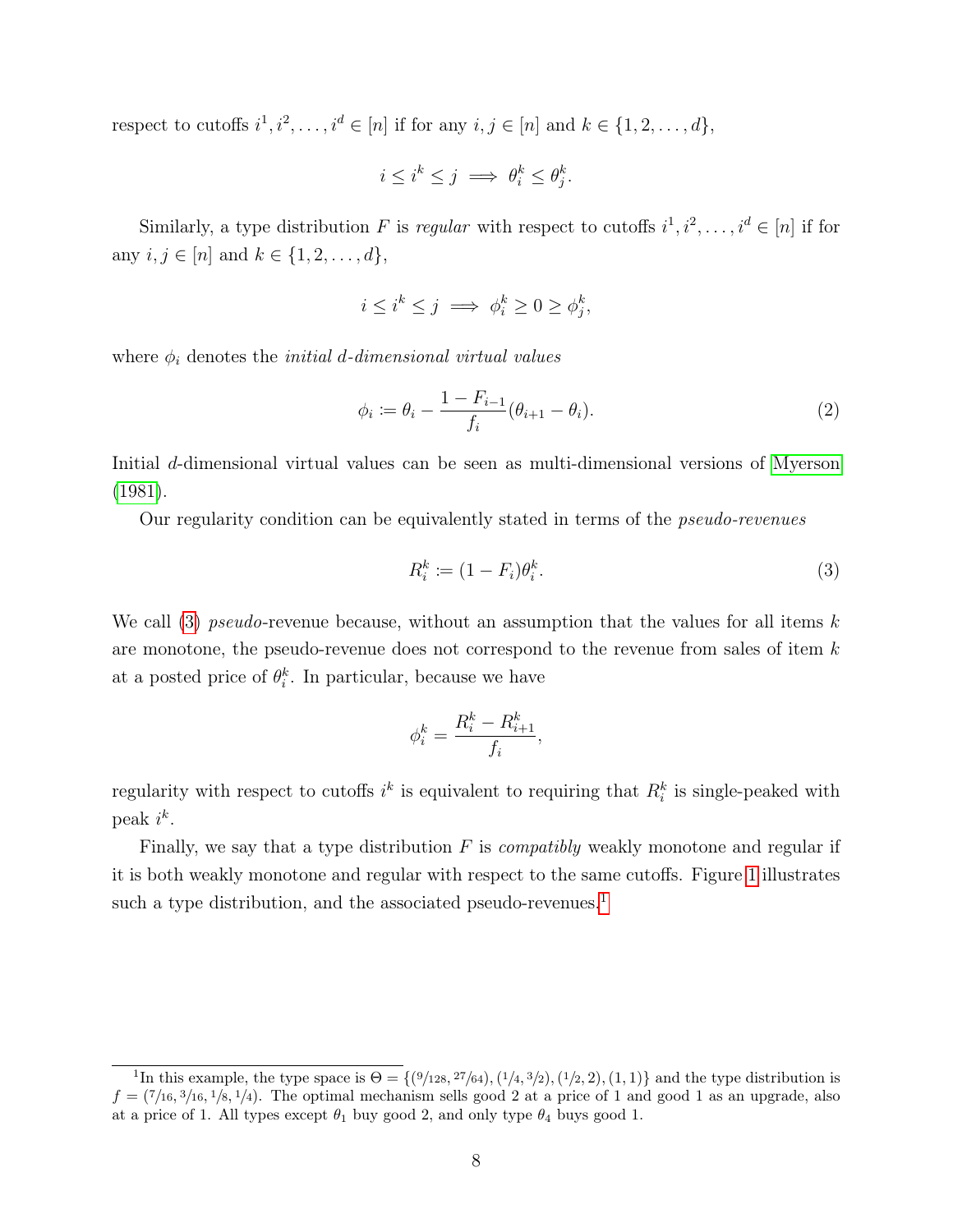respect to cutoffs $i^1, i^2, \ldots, i^d \in [n]$ if for any $i, j \in [n]$ and $k \in \{1, 2, \ldots, d\}$,

$$i \leq i^k \leq j \implies \theta_i^k \leq \theta_j^k.$$

Similarly, a type distribution $F$ is *regular* with respect to cutoffs $i^1, i^2, \ldots, i^d \in [n]$ if for any $i, j \in [n]$ and $k \in \{1, 2, \ldots, d\}$,

$$i \leq i^k \leq j \implies \phi_i^k \geq 0 \geq \phi_j^k,$$

where $\phi_i$ denotes the *initial d-dimensional virtual values*

$$\phi_i := \theta_i - \frac{1 - F_{i-1}}{f_i}(\theta_{i+1} - \theta_i). \tag{2}$$

Initial $d$-dimensional virtual values can be seen as multi-dimensional versions of Myerson (1981).

Our regularity condition can be equivalently stated in terms of the *pseudo-revenues*

$$R_i^k := (1 - F_i)\theta_i^k. \tag{3}$$

We call (3) *pseudo*-revenue because, without an assumption that the values for all items $k$ are monotone, the pseudo-revenue does not correspond to the revenue from sales of item $k$ at a posted price of $\theta_i^k$. In particular, because we have

$$\phi_i^k = \frac{R_i^k - R_{i+1}^k}{f_i},$$

regularity with respect to cutoffs $i^k$ is equivalent to requiring that $R_i^k$ is single-peaked with peak $i^k$.

Finally, we say that a type distribution $F$ is *compatibly* weakly monotone and regular if it is both weakly monotone and regular with respect to the same cutoffs. Figure 1 illustrates such a type distribution, and the associated pseudo-revenues.[1]

[1] In this example, the type space is $\Theta = \{(9/128, 27/64), (1/4, 3/2), (1/2, 2), (1, 1)\}$ and the type distribution is $f = (7/16, 3/16, 1/8, 1/4)$. The optimal mechanism sells good 2 at a price of 1 and good 1 as an upgrade, also at a price of 1. All types except $\theta_1$ buy good 2, and only type $\theta_4$ buys good 1.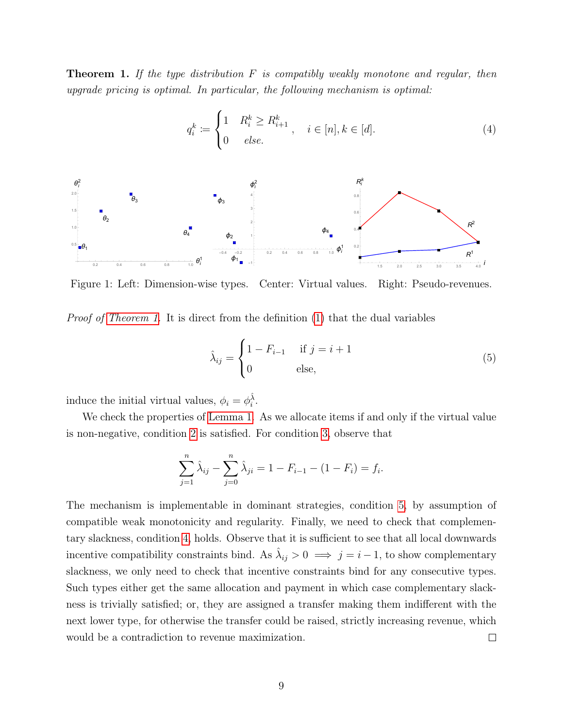**Theorem 1.** *If the type distribution $F$ is compatibly weakly monotone and regular, then upgrade pricing is optimal. In particular, the following mechanism is optimal:*

$$q_i^k := \begin{cases} 1 & R_i^k \geq R_{i+1}^k \\ 0 & \textit{else.} \end{cases}, \quad i \in [n], k \in [d]. \tag{4}$$

Figure 1: Left: Dimension-wise types. Center: Virtual values. Right: Pseudo-revenues.

*Proof of Theorem 1.* It is direct from the definition (1) that the dual variables

$$\hat{\lambda}_{ij} = \begin{cases} 1 - F_{i-1} & \text{if } j = i+1 \\ 0 & \text{else,} \end{cases} \tag{5}$$

induce the initial virtual values, $\phi_i = \phi_i^{\hat{\lambda}}$.

We check the properties of Lemma 1. As we allocate items if and only if the virtual value is non-negative, condition 2 is satisfied. For condition 3, observe that

$$\sum_{j=1}^{n} \hat{\lambda}_{ij} - \sum_{j=0}^{n} \hat{\lambda}_{ji} = 1 - F_{i-1} - (1 - F_i) = f_i.$$

The mechanism is implementable in dominant strategies, condition 5, by assumption of compatible weak monotonicity and regularity. Finally, we need to check that complementary slackness, condition 4, holds. Observe that it is sufficient to see that all local downwards incentive compatibility constraints bind. As $\hat{\lambda}_{ij} > 0 \implies j = i - 1$, to show complementary slackness, we only need to check that incentive constraints bind for any consecutive types. Such types either get the same allocation and payment in which case complementary slackness is trivially satisfied; or, they are assigned a transfer making them indifferent with the next lower type, for otherwise the transfer could be raised, strictly increasing revenue, which would be a contradiction to revenue maximization. $\square$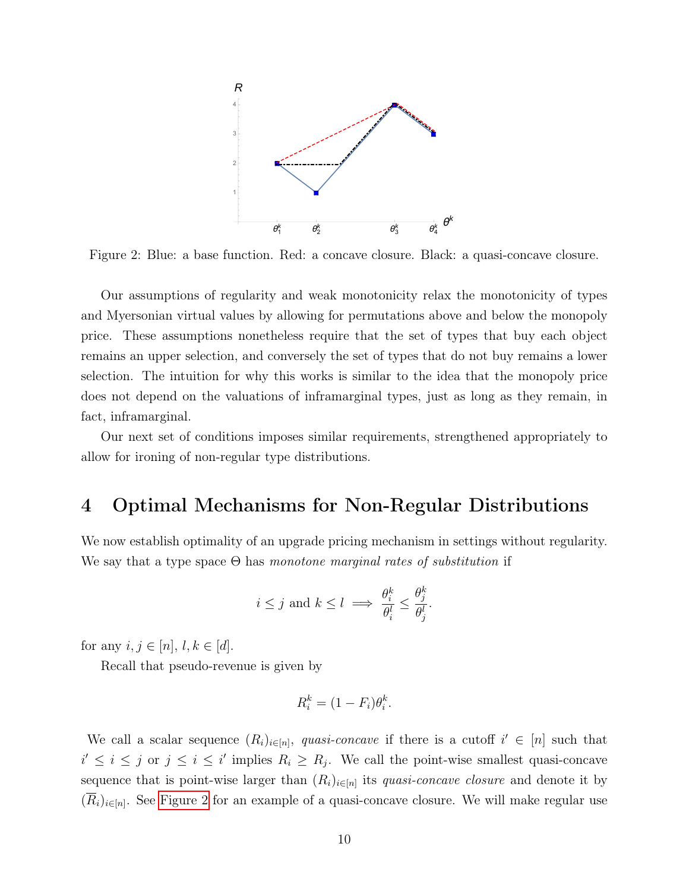Figure 2: Blue: a base function. Red: a concave closure. Black: a quasi-concave closure.

Our assumptions of regularity and weak monotonicity relax the monotonicity of types and Myersonian virtual values by allowing for permutations above and below the monopoly price. These assumptions nonetheless require that the set of types that buy each object remains an upper selection, and conversely the set of types that do not buy remains a lower selection. The intuition for why this works is similar to the idea that the monopoly price does not depend on the valuations of inframarginal types, just as long as they remain, in fact, inframarginal.

Our next set of conditions imposes similar requirements, strengthened appropriately to allow for ironing of non-regular type distributions.

# 4 Optimal Mechanisms for Non-Regular Distributions

We now establish optimality of an upgrade pricing mechanism in settings without regularity. We say that a type space $\Theta$ has *monotone marginal rates of substitution* if

$$i \leq j \text{ and } k \leq l \implies \frac{\theta_i^k}{\theta_i^l} \leq \frac{\theta_j^k}{\theta_j^l}.$$

for any $i, j \in [n]$, $l, k \in [d]$.

Recall that pseudo-revenue is given by

$$R_i^k = (1 - F_i)\theta_i^k.$$

We call a scalar sequence $(R_i)_{i \in [n]}$, *quasi-concave* if there is a cutoff $i' \in [n]$ such that $i' \leq i \leq j$ or $j \leq i \leq i'$ implies $R_i \geq R_j$. We call the point-wise smallest quasi-concave sequence that is point-wise larger than $(R_i)_{i \in [n]}$ its *quasi-concave closure* and denote it by $(\overline{R}_i)_{i \in [n]}$. See Figure 2 for an example of a quasi-concave closure. We will make regular use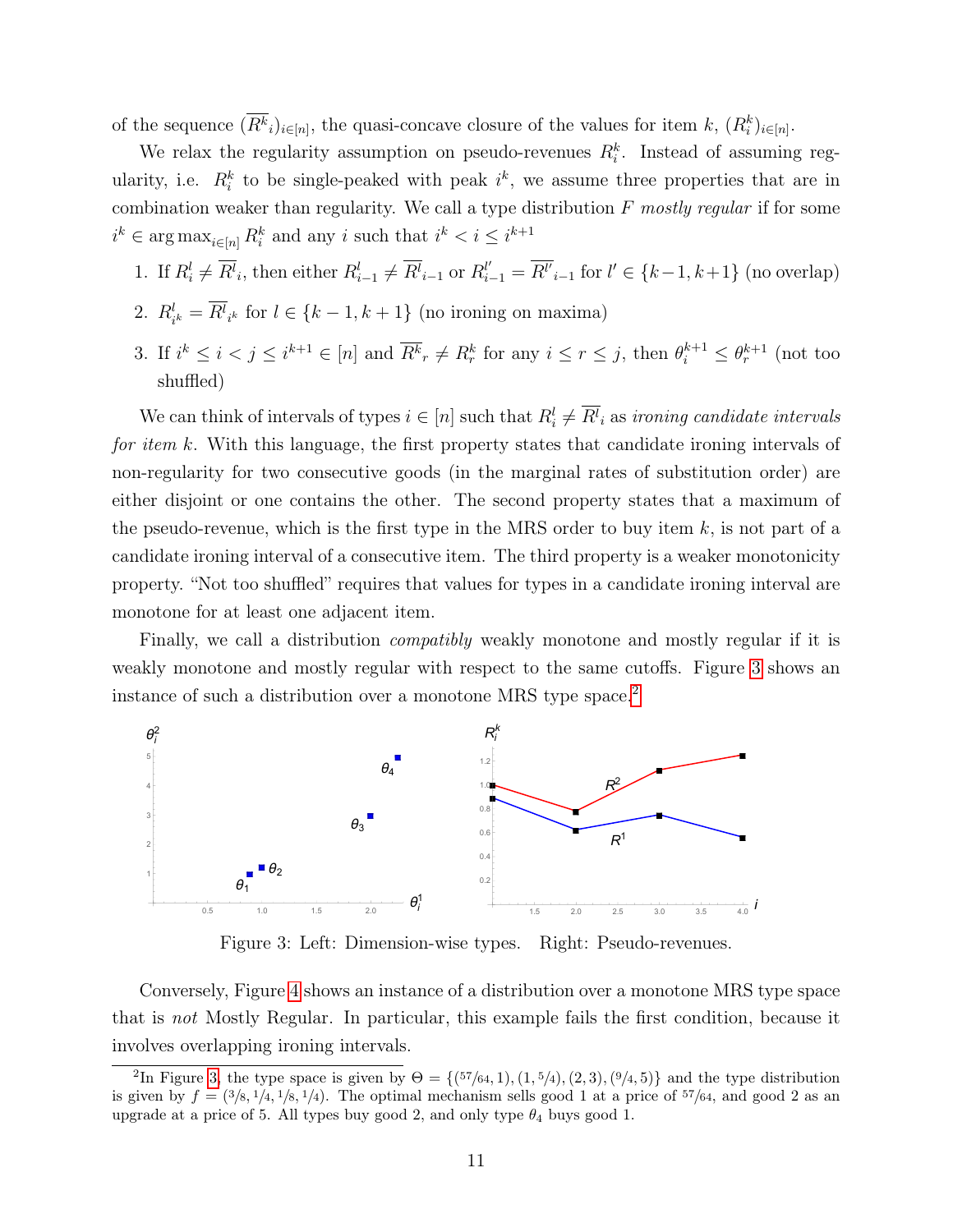of the sequence $(\overline{R^k}_i)_{i\in[n]}$, the quasi-concave closure of the values for item $k$, $(R_i^k)_{i\in[n]}$.

We relax the regularity assumption on pseudo-revenues $R_i^k$. Instead of assuming regularity, i.e. $R_i^k$ to be single-peaked with peak $i^k$, we assume three properties that are in combination weaker than regularity. We call a type distribution $F$ *mostly regular* if for some $i^k \in \arg\max_{i\in[n]} R_i^k$ and any $i$ such that $i^k < i \leq i^{k+1}$

1. If $R_i^l \neq \overline{R^l}_i$, then either $R_{i-1}^l \neq \overline{R^l}_{i-1}$ or $R_{i-1}^{l'} = \overline{R^{l'}}_{i-1}$ for $l' \in \{k-1, k+1\}$ (no overlap)
2. $R_{i^k}^l = \overline{R^l}_{i^k}$ for $l \in \{k-1, k+1\}$ (no ironing on maxima)
3. If $i^k \leq i < j \leq i^{k+1} \in [n]$ and $\overline{R^k}_r \neq R_r^k$ for any $i \leq r \leq j$, then $\theta_i^{k+1} \leq \theta_r^{k+1}$ (not too shuffled)

We can think of intervals of types $i \in [n]$ such that $R_i^l \neq \overline{R^l}_i$ as *ironing candidate intervals for item k*. With this language, the first property states that candidate ironing intervals of non-regularity for two consecutive goods (in the marginal rates of substitution order) are either disjoint or one contains the other. The second property states that a maximum of the pseudo-revenue, which is the first type in the MRS order to buy item $k$, is not part of a candidate ironing interval of a consecutive item. The third property is a weaker monotonicity property. "Not too shuffled" requires that values for types in a candidate ironing interval are monotone for at least one adjacent item.

Finally, we call a distribution *compatibly* weakly monotone and mostly regular if it is weakly monotone and mostly regular with respect to the same cutoffs. Figure 3 shows an instance of such a distribution over a monotone MRS type space.[2]

Figure 3: Left: Dimension-wise types. Right: Pseudo-revenues.

Conversely, Figure 4 shows an instance of a distribution over a monotone MRS type space that is *not* Mostly Regular. In particular, this example fails the first condition, because it involves overlapping ironing intervals.

[2]In Figure 3, the type space is given by $\Theta = \{(57/64, 1), (1, 5/4), (2, 3), (9/4, 5)\}$ and the type distribution is given by $f = (3/8, 1/4, 1/8, 1/4)$. The optimal mechanism sells good 1 at a price of $57/64$, and good 2 as an upgrade at a price of 5. All types buy good 2, and only type $\theta_4$ buys good 1.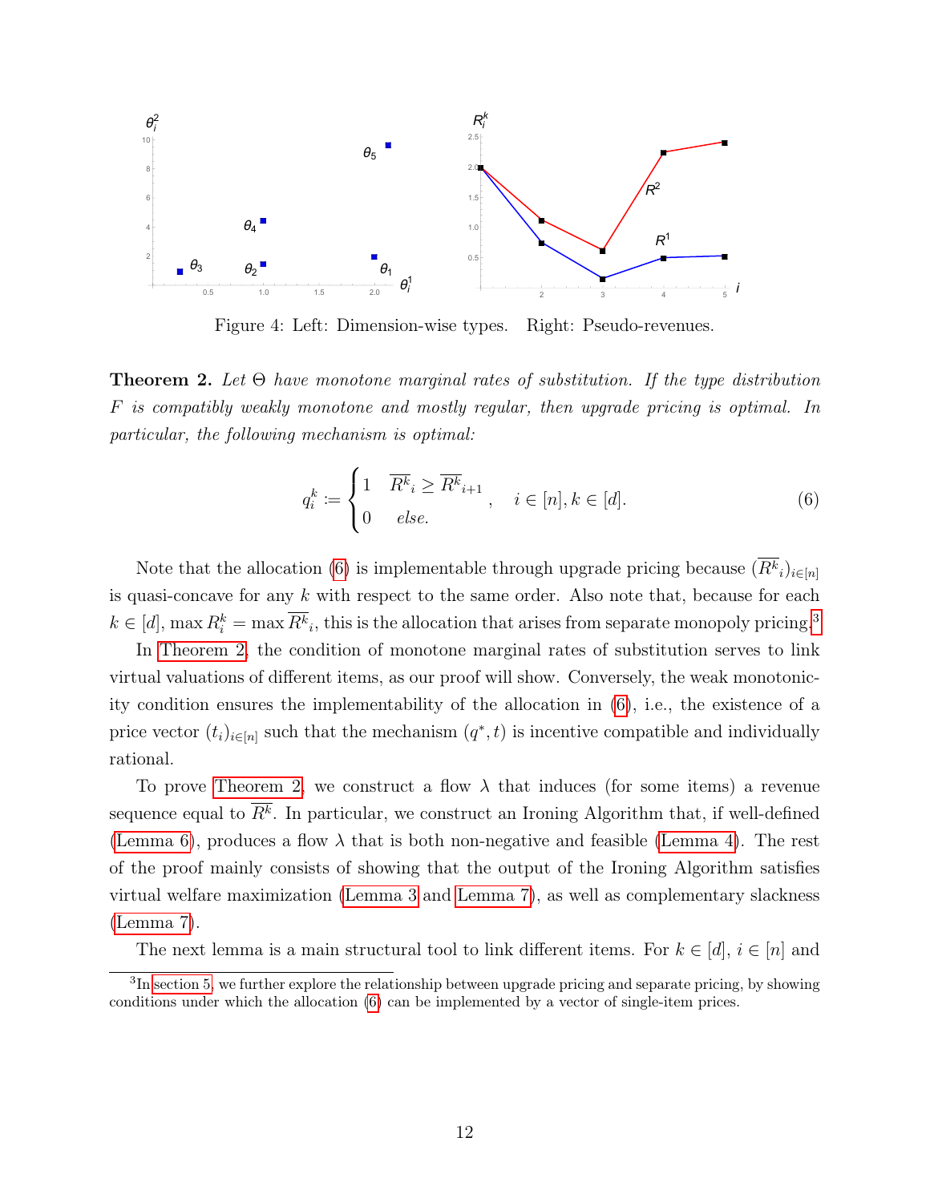Figure 4: Left: Dimension-wise types. Right: Pseudo-revenues.

**Theorem 2.** *Let $\Theta$ have monotone marginal rates of substitution. If the type distribution $F$ is compatibly weakly monotone and mostly regular, then upgrade pricing is optimal. In particular, the following mechanism is optimal:*

$$q_i^k := \begin{cases} 1 & \overline{R^k}_i \geq \overline{R^k}_{i+1} \\ 0 & \textit{else.} \end{cases}, \quad i \in [n], k \in [d]. \tag{6}$$

Note that the allocation (6) is implementable through upgrade pricing because $(\overline{R^k}_i)_{i\in[n]}$ is quasi-concave for any $k$ with respect to the same order. Also note that, because for each $k \in [d]$, $\max R_i^k = \max \overline{R^k}_i$, this is the allocation that arises from separate monopoly pricing.[3]

In Theorem 2, the condition of monotone marginal rates of substitution serves to link virtual valuations of different items, as our proof will show. Conversely, the weak monotonicity condition ensures the implementability of the allocation in (6), i.e., the existence of a price vector $(t_i)_{i\in[n]}$ such that the mechanism $(q^*, t)$ is incentive compatible and individually rational.

To prove Theorem 2, we construct a flow $\lambda$ that induces (for some items) a revenue sequence equal to $\overline{R^k}$. In particular, we construct an Ironing Algorithm that, if well-defined (Lemma 6), produces a flow $\lambda$ that is both non-negative and feasible (Lemma 4). The rest of the proof mainly consists of showing that the output of the Ironing Algorithm satisfies virtual welfare maximization (Lemma 3 and Lemma 7), as well as complementary slackness (Lemma 7).

The next lemma is a main structural tool to link different items. For $k \in [d]$, $i \in [n]$ and

[3] In section 5, we further explore the relationship between upgrade pricing and separate pricing, by showing conditions under which the allocation (6) can be implemented by a vector of single-item prices.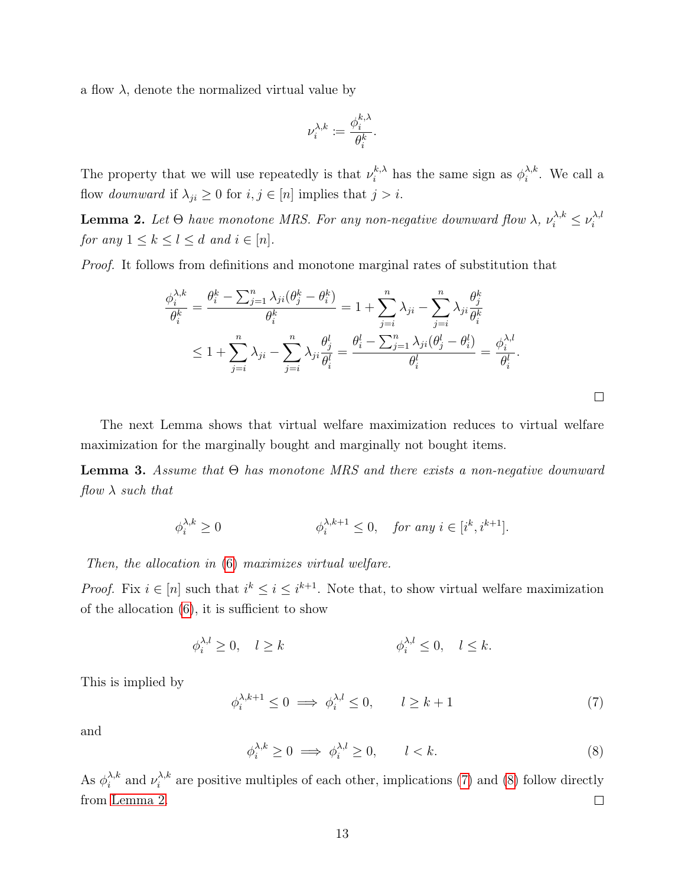a flow $\lambda$, denote the normalized virtual value by

$$\nu_i^{\lambda,k} := \frac{\phi_i^{k,\lambda}}{\theta_i^k}.$$

The property that we will use repeatedly is that $\nu_i^{k,\lambda}$ has the same sign as $\phi_i^{\lambda,k}$. We call a flow *downward* if $\lambda_{ji} \geq 0$ for $i, j \in [n]$ implies that $j > i$.

**Lemma 2.** *Let $\Theta$ have monotone MRS. For any non-negative downward flow $\lambda$, $\nu_i^{\lambda,k} \leq \nu_i^{\lambda,l}$ for any $1 \leq k \leq l \leq d$ and $i \in [n]$.*

*Proof.* It follows from definitions and monotone marginal rates of substitution that

$$\begin{aligned}
\frac{\phi_i^{\lambda,k}}{\theta_i^k} &= \frac{\theta_i^k - \sum_{j=1}^n \lambda_{ji}(\theta_j^k - \theta_i^k)}{\theta_i^k} = 1 + \sum_{j=i}^n \lambda_{ji} - \sum_{j=i}^n \lambda_{ji} \frac{\theta_j^k}{\theta_i^k} \\
&\leq 1 + \sum_{j=i}^n \lambda_{ji} - \sum_{j=i}^n \lambda_{ji} \frac{\theta_j^l}{\theta_i^l} = \frac{\theta_i^l - \sum_{j=1}^n \lambda_{ji}(\theta_j^l - \theta_i^l)}{\theta_i^l} = \frac{\phi_i^{\lambda,l}}{\theta_i^l}.
\end{aligned}$$

□

The next Lemma shows that virtual welfare maximization reduces to virtual welfare maximization for the marginally bought and marginally not bought items.

**Lemma 3.** *Assume that $\Theta$ has monotone MRS and there exists a non-negative downward flow $\lambda$ such that*

$$\phi_i^{\lambda,k} \geq 0 \qquad\qquad \phi_i^{\lambda,k+1} \leq 0, \quad \text{for any } i \in [i^k, i^{k+1}].$$

*Then, the allocation in (6) maximizes virtual welfare.*

*Proof.* Fix $i \in [n]$ such that $i^k \leq i \leq i^{k+1}$. Note that, to show virtual welfare maximization of the allocation (6), it is sufficient to show

$$\phi_i^{\lambda,l} \geq 0, \quad l \geq k \qquad\qquad \phi_i^{\lambda,l} \leq 0, \quad l \leq k.$$

This is implied by

$$\phi_i^{\lambda,k+1} \leq 0 \implies \phi_i^{\lambda,l} \leq 0, \qquad l \geq k+1 \tag{7}$$

and

$$\phi_i^{\lambda,k} \geq 0 \implies \phi_i^{\lambda,l} \geq 0, \qquad l < k. \tag{8}$$

As $\phi_i^{\lambda,k}$ and $\nu_i^{\lambda,k}$ are positive multiples of each other, implications (7) and (8) follow directly from Lemma 2. □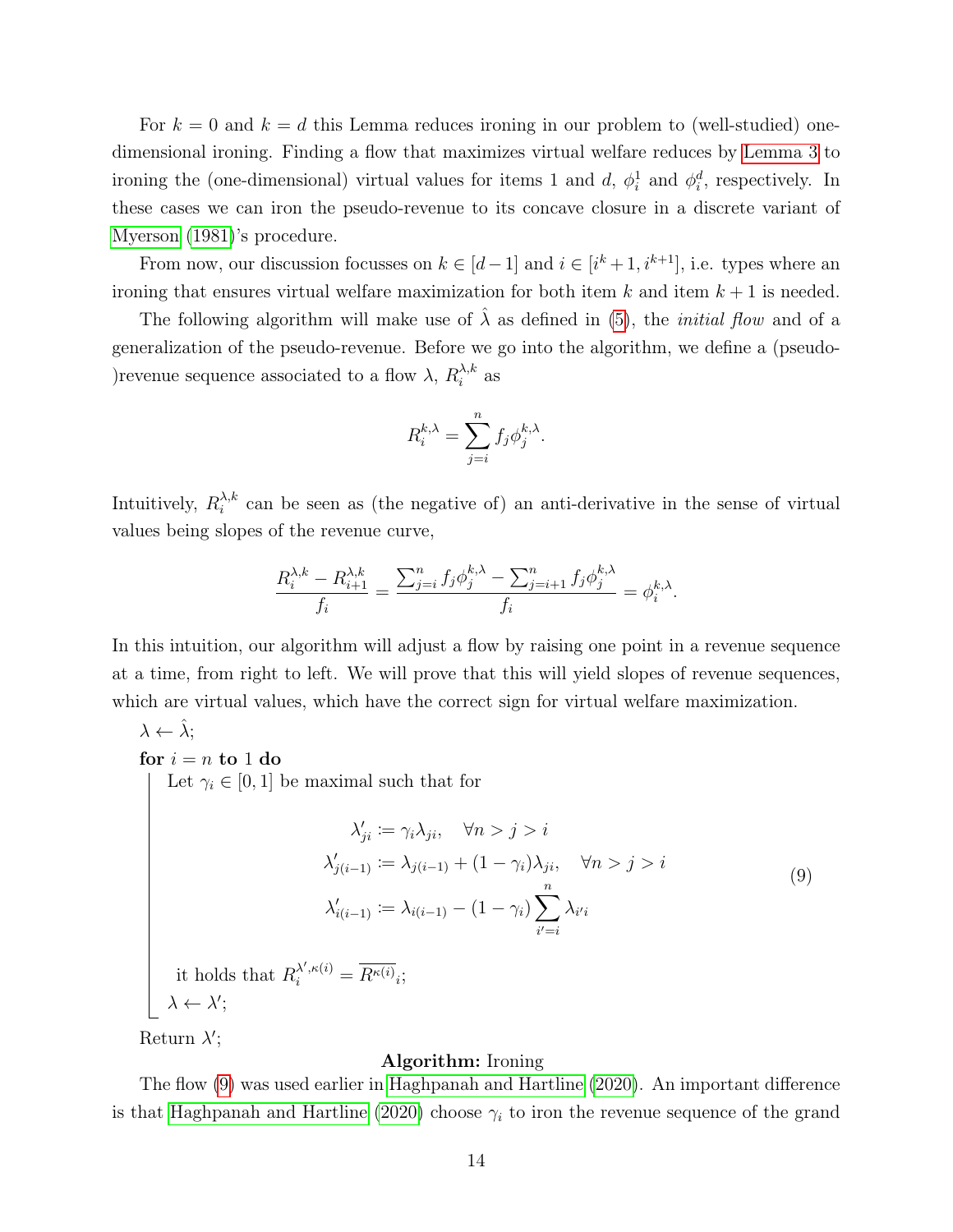For $k = 0$ and $k = d$ this Lemma reduces ironing in our problem to (well-studied) one-dimensional ironing. Finding a flow that maximizes virtual welfare reduces by Lemma 3 to ironing the (one-dimensional) virtual values for items 1 and $d$, $\phi_i^1$ and $\phi_i^d$, respectively. In these cases we can iron the pseudo-revenue to its concave closure in a discrete variant of Myerson (1981)'s procedure.

From now, our discussion focusses on $k \in [d-1]$ and $i \in [i^k+1, i^{k+1}]$, i.e. types where an ironing that ensures virtual welfare maximization for both item $k$ and item $k+1$ is needed.

The following algorithm will make use of $\hat{\lambda}$ as defined in (5), the *initial flow* and of a generalization of the pseudo-revenue. Before we go into the algorithm, we define a (pseudo-)revenue sequence associated to a flow $\lambda$, $R_i^{\lambda,k}$ as

$$R_i^{k,\lambda} = \sum_{j=i}^{n} f_j \phi_j^{k,\lambda}.$$

Intuitively, $R_i^{\lambda,k}$ can be seen as (the negative of) an anti-derivative in the sense of virtual values being slopes of the revenue curve,

$$\frac{R_i^{\lambda,k} - R_{i+1}^{\lambda,k}}{f_i} = \frac{\sum_{j=i}^{n} f_j \phi_j^{k,\lambda} - \sum_{j=i+1}^{n} f_j \phi_j^{k,\lambda}}{f_i} = \phi_i^{k,\lambda}.$$

In this intuition, our algorithm will adjust a flow by raising one point in a revenue sequence at a time, from right to left. We will prove that this will yield slopes of revenue sequences, which are virtual values, which have the correct sign for virtual welfare maximization.

$\lambda \leftarrow \hat{\lambda}$;

**for** $i = n$ **to** 1 **do**

Let $\gamma_i \in [0, 1]$ be maximal such that for

$$\begin{aligned} \lambda'_{ji} &:= \gamma_i \lambda_{ji}, \quad \forall n > j > i \\ \lambda'_{j(i-1)} &:= \lambda_{j(i-1)} + (1-\gamma_i)\lambda_{ji}, \quad \forall n > j > i \\ \lambda'_{i(i-1)} &:= \lambda_{i(i-1)} - (1-\gamma_i)\sum_{i'=i}^{n} \lambda_{i'i} \end{aligned} \tag{9}$$

it holds that $R_i^{\lambda',\kappa(i)} = \overline{R^{\kappa(i)}}_i$;

$\lambda \leftarrow \lambda'$;

Return $\lambda'$;

**Algorithm:** Ironing

The flow (9) was used earlier in Haghpanah and Hartline (2020). An important difference is that Haghpanah and Hartline (2020) choose $\gamma_i$ to iron the revenue sequence of the grand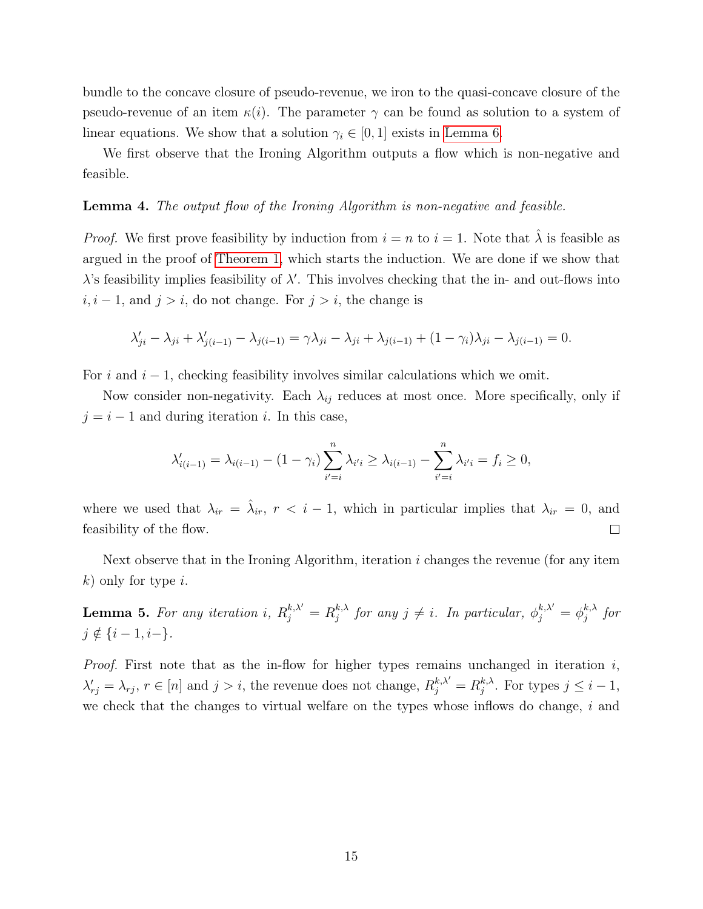bundle to the concave closure of pseudo-revenue, we iron to the quasi-concave closure of the pseudo-revenue of an item $\kappa(i)$. The parameter $\gamma$ can be found as solution to a system of linear equations. We show that a solution $\gamma_i \in [0, 1]$ exists in Lemma 6.

We first observe that the Ironing Algorithm outputs a flow which is non-negative and feasible.

**Lemma 4.** *The output flow of the Ironing Algorithm is non-negative and feasible.*

*Proof.* We first prove feasibility by induction from $i = n$ to $i = 1$. Note that $\hat{\lambda}$ is feasible as argued in the proof of Theorem 1, which starts the induction. We are done if we show that $\lambda$'s feasibility implies feasibility of $\lambda'$. This involves checking that the in- and out-flows into $i, i-1$, and $j > i$, do not change. For $j > i$, the change is

$$\lambda'_{ji} - \lambda_{ji} + \lambda'_{j(i-1)} - \lambda_{j(i-1)} = \gamma\lambda_{ji} - \lambda_{ji} + \lambda_{j(i-1)} + (1-\gamma_i)\lambda_{ji} - \lambda_{j(i-1)} = 0.$$

For $i$ and $i-1$, checking feasibility involves similar calculations which we omit.

Now consider non-negativity. Each $\lambda_{ij}$ reduces at most once. More specifically, only if $j = i-1$ and during iteration $i$. In this case,

$$\lambda'_{i(i-1)} = \lambda_{i(i-1)} - (1-\gamma_i)\sum_{i'=i}^{n} \lambda_{i'i} \geq \lambda_{i(i-1)} - \sum_{i'=i}^{n} \lambda_{i'i} = f_i \geq 0,$$

where we used that $\lambda_{ir} = \hat{\lambda}_{ir}$, $r < i-1$, which in particular implies that $\lambda_{ir} = 0$, and feasibility of the flow. $\square$

Next observe that in the Ironing Algorithm, iteration $i$ changes the revenue (for any item $k$) only for type $i$.

**Lemma 5.** *For any iteration $i$, $R_j^{k,\lambda'} = R_j^{k,\lambda}$ for any $j \neq i$. In particular, $\phi_j^{k,\lambda'} = \phi_j^{k,\lambda}$ for $j \notin \{i-1, i-\}$.*

*Proof.* First note that as the in-flow for higher types remains unchanged in iteration $i$, $\lambda'_{rj} = \lambda_{rj}$, $r \in [n]$ and $j > i$, the revenue does not change, $R_j^{k,\lambda'} = R_j^{k,\lambda}$. For types $j \leq i-1$, we check that the changes to virtual welfare on the types whose inflows do change, $i$ and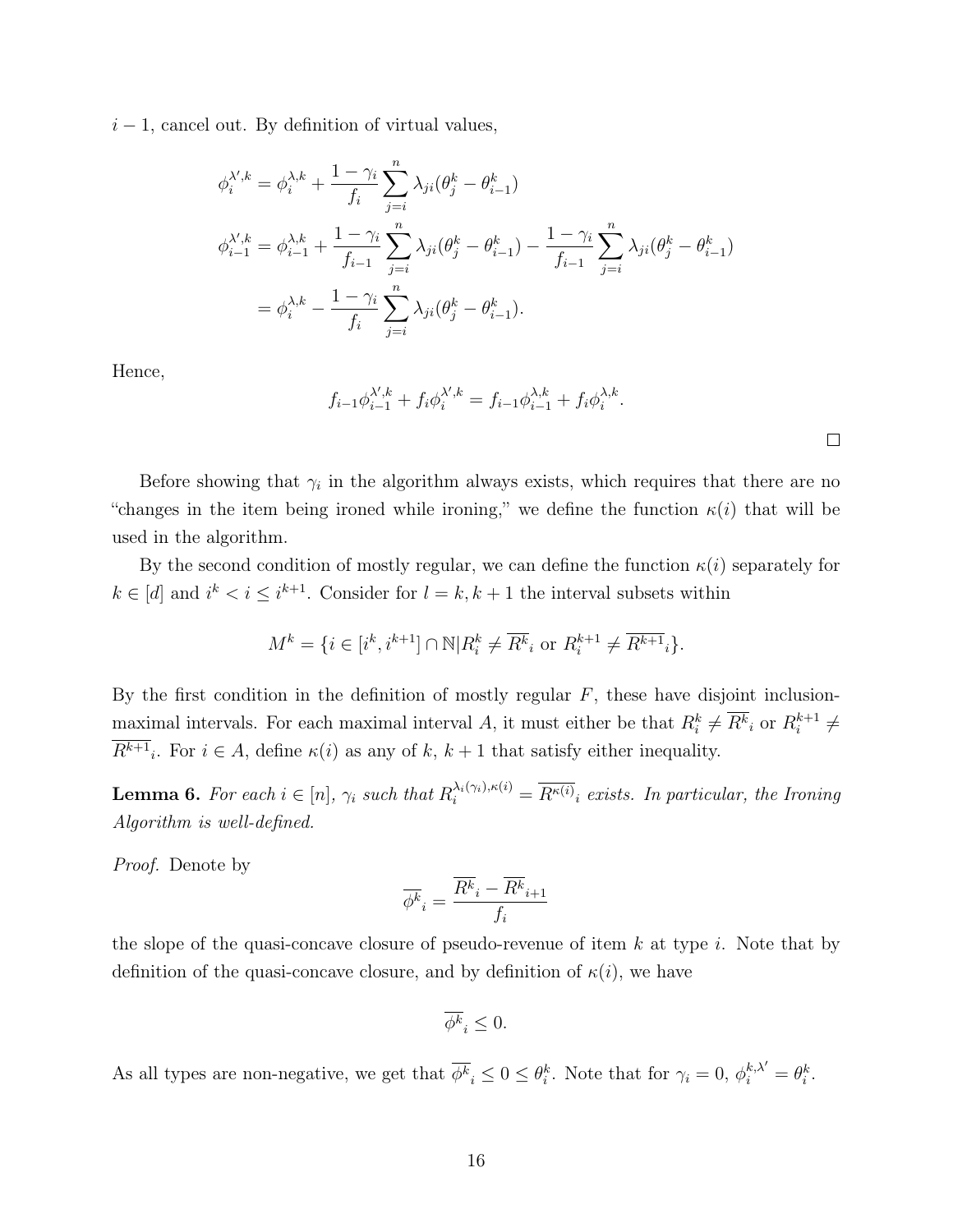$i-1$, cancel out. By definition of virtual values,

$$
\begin{aligned}
\phi_i^{\lambda',k} &= \phi_i^{\lambda,k} + \frac{1-\gamma_i}{f_i} \sum_{j=i}^{n} \lambda_{ji}(\theta_j^k - \theta_{i-1}^k) \\
\phi_{i-1}^{\lambda',k} &= \phi_{i-1}^{\lambda,k} + \frac{1-\gamma_i}{f_{i-1}} \sum_{j=i}^{n} \lambda_{ji}(\theta_j^k - \theta_{i-1}^k) - \frac{1-\gamma_i}{f_{i-1}} \sum_{j=i}^{n} \lambda_{ji}(\theta_j^k - \theta_{i-1}^k) \\
&= \phi_i^{\lambda,k} - \frac{1-\gamma_i}{f_i} \sum_{j=i}^{n} \lambda_{ji}(\theta_j^k - \theta_{i-1}^k).
\end{aligned}
$$

Hence,

$$
f_{i-1}\phi_{i-1}^{\lambda',k} + f_i \phi_i^{\lambda',k} = f_{i-1}\phi_{i-1}^{\lambda,k} + f_i \phi_i^{\lambda,k}.
$$

□

Before showing that $\gamma_i$ in the algorithm always exists, which requires that there are no "changes in the item being ironed while ironing," we define the function $\kappa(i)$ that will be used in the algorithm.

By the second condition of mostly regular, we can define the function $\kappa(i)$ separately for $k \in [d]$ and $i^k < i \leq i^{k+1}$. Consider for $l = k, k+1$ the interval subsets within

$$
M^k = \{i \in [i^k, i^{k+1}] \cap \mathbb{N} | R_i^k \neq \overline{R^k}_i \text{ or } R_i^{k+1} \neq \overline{R^{k+1}}_i\}.
$$

By the first condition in the definition of mostly regular $F$, these have disjoint inclusion-maximal intervals. For each maximal interval $A$, it must either be that $R_i^k \neq \overline{R^k}_i$ or $R_i^{k+1} \neq \overline{R^{k+1}}_i$. For $i \in A$, define $\kappa(i)$ as any of $k$, $k+1$ that satisfy either inequality.

**Lemma 6.** *For each $i \in [n]$, $\gamma_i$ such that $R_i^{\lambda_i(\gamma_i),\kappa(i)} = \overline{R^{\kappa(i)}}_i$ exists. In particular, the Ironing Algorithm is well-defined.*

*Proof.* Denote by

$$
\overline{\phi^k}_i = \frac{\overline{R^k}_i - \overline{R^k}_{i+1}}{f_i}
$$

the slope of the quasi-concave closure of pseudo-revenue of item $k$ at type $i$. Note that by definition of the quasi-concave closure, and by definition of $\kappa(i)$, we have

$$
\overline{\phi^k}_i \leq 0.
$$

As all types are non-negative, we get that $\overline{\phi^k}_i \leq 0 \leq \theta_i^k$. Note that for $\gamma_i = 0$, $\phi_i^{k,\lambda'} = \theta_i^k$.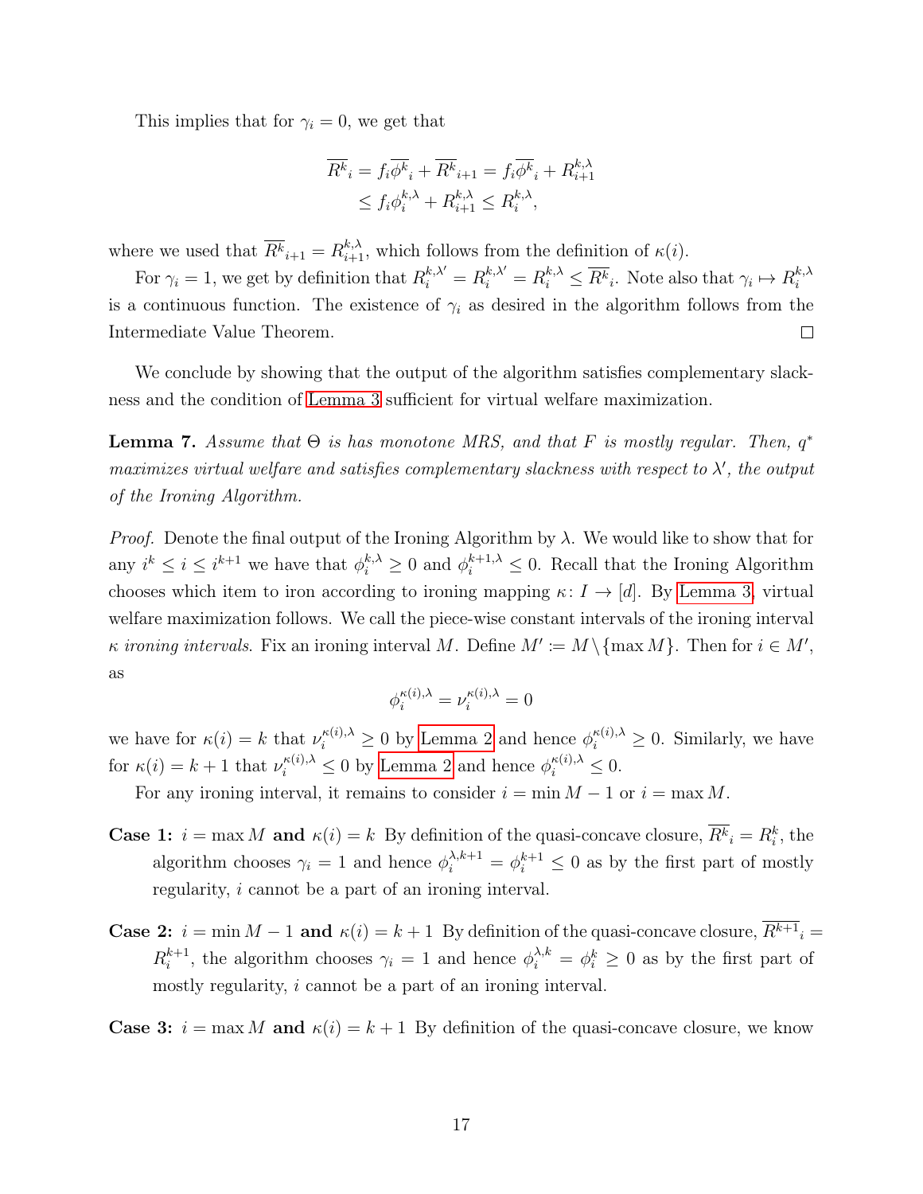This implies that for $\gamma_i = 0$, we get that

$$
\begin{aligned}
\overline{R^k}_i &= f_i \overline{\phi^k}_i + \overline{R^k}_{i+1} = f_i \overline{\phi^k}_i + R^{k,\lambda}_{i+1} \\
&\leq f_i \phi^{k,\lambda}_i + R^{k,\lambda}_{i+1} \leq R^{k,\lambda}_i,
\end{aligned}
$$

where we used that $\overline{R^k}_{i+1} = R^{k,\lambda}_{i+1}$, which follows from the definition of $\kappa(i)$.

For $\gamma_i = 1$, we get by definition that $R^{k,\lambda'}_i = R^{k,\lambda'}_i = R^{k,\lambda}_i \leq \overline{R^k}_i$. Note also that $\gamma_i \mapsto R^{k,\lambda}_i$ is a continuous function. The existence of $\gamma_i$ as desired in the algorithm follows from the Intermediate Value Theorem. $\square$

We conclude by showing that the output of the algorithm satisfies complementary slackness and the condition of Lemma 3 sufficient for virtual welfare maximization.

**Lemma 7.** *Assume that $\Theta$ is has monotone MRS, and that $F$ is mostly regular. Then, $q^*$ maximizes virtual welfare and satisfies complementary slackness with respect to $\lambda'$, the output of the Ironing Algorithm.*

*Proof.* Denote the final output of the Ironing Algorithm by $\lambda$. We would like to show that for any $i^k \leq i \leq i^{k+1}$ we have that $\phi^{k,\lambda}_i \geq 0$ and $\phi^{k+1,\lambda}_i \leq 0$. Recall that the Ironing Algorithm chooses which item to iron according to ironing mapping $\kappa\colon I \to [d]$. By Lemma 3, virtual welfare maximization follows. We call the piece-wise constant intervals of the ironing interval $\kappa$ *ironing intervals*. Fix an ironing interval $M$. Define $M' := M \setminus \{\max M\}$. Then for $i \in M'$, as

$$
\phi^{\kappa(i),\lambda}_i = \nu^{\kappa(i),\lambda}_i = 0
$$

we have for $\kappa(i) = k$ that $\nu^{\kappa(i),\lambda}_i \geq 0$ by Lemma 2 and hence $\phi^{\kappa(i),\lambda}_i \geq 0$. Similarly, we have for $\kappa(i) = k+1$ that $\nu^{\kappa(i),\lambda}_i \leq 0$ by Lemma 2 and hence $\phi^{\kappa(i),\lambda}_i \leq 0$.

For any ironing interval, it remains to consider $i = \min M - 1$ or $i = \max M$.

**Case 1:** $i = \max M$ **and** $\kappa(i) = k$ By definition of the quasi-concave closure, $\overline{R^k}_i = R^k_i$, the algorithm chooses $\gamma_i = 1$ and hence $\phi^{\lambda,k+1}_i = \phi^{k+1}_i \leq 0$ as by the first part of mostly regularity, $i$ cannot be a part of an ironing interval.

**Case 2:** $i = \min M - 1$ **and** $\kappa(i) = k+1$ By definition of the quasi-concave closure, $\overline{R^{k+1}}_i = R^{k+1}_i$, the algorithm chooses $\gamma_i = 1$ and hence $\phi^{\lambda,k}_i = \phi^k_i \geq 0$ as by the first part of mostly regularity, $i$ cannot be a part of an ironing interval.

**Case 3:** $i = \max M$ **and** $\kappa(i) = k+1$ By definition of the quasi-concave closure, we know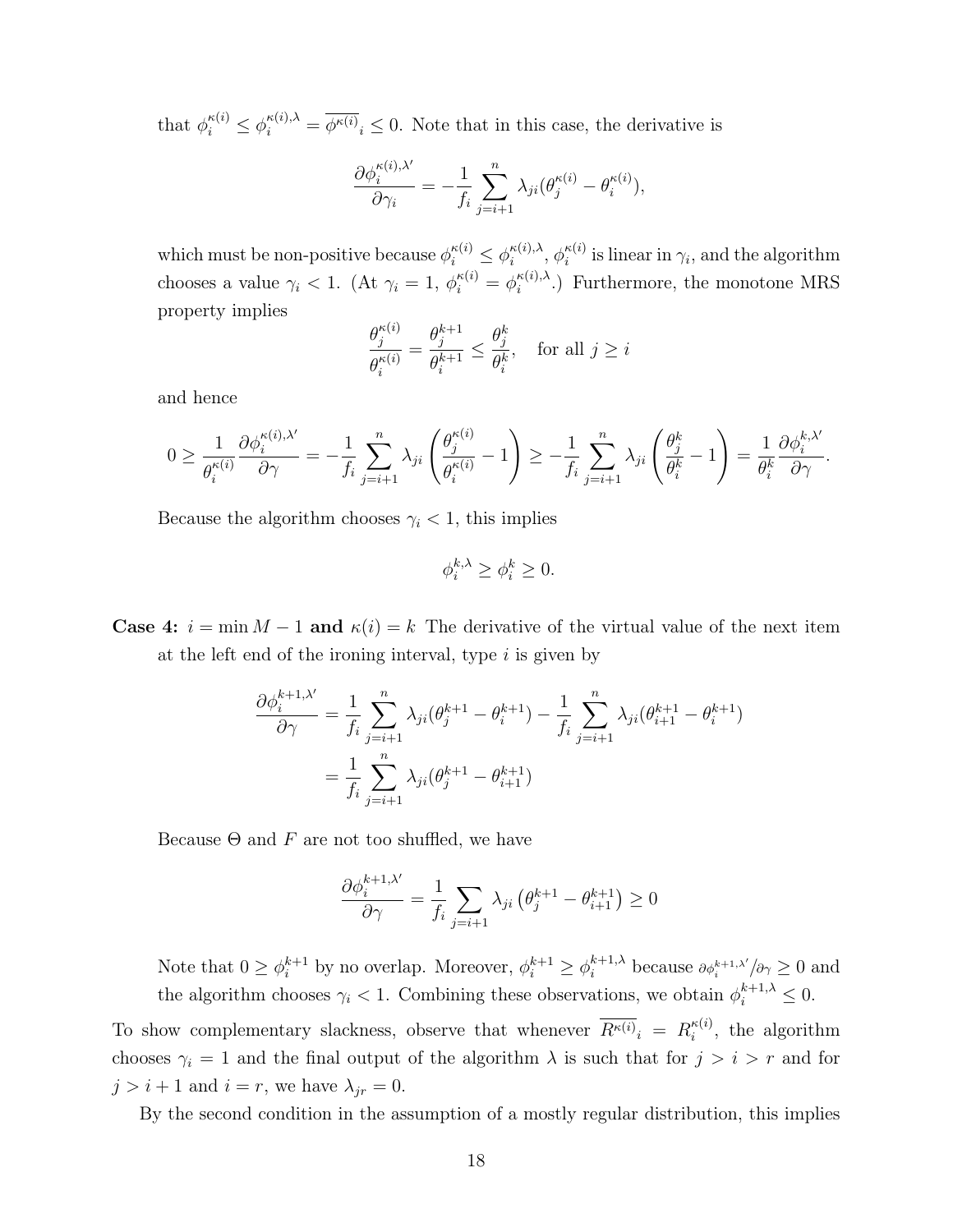that $\phi_i^{\kappa(i)} \leq \phi_i^{\kappa(i),\lambda} = \overline{\phi^{\kappa(i)}}_i \leq 0$. Note that in this case, the derivative is

$$\frac{\partial \phi_i^{\kappa(i),\lambda'}}{\partial \gamma_i} = -\frac{1}{f_i} \sum_{j=i+1}^{n} \lambda_{ji} (\theta_j^{\kappa(i)} - \theta_i^{\kappa(i)}),$$

which must be non-positive because $\phi_i^{\kappa(i)} \leq \phi_i^{\kappa(i),\lambda}$, $\phi_i^{\kappa(i)}$ is linear in $\gamma_i$, and the algorithm chooses a value $\gamma_i < 1$. (At $\gamma_i = 1$, $\phi_i^{\kappa(i)} = \phi_i^{\kappa(i),\lambda}$.) Furthermore, the monotone MRS property implies

$$\frac{\theta_j^{\kappa(i)}}{\theta_i^{\kappa(i)}} = \frac{\theta_j^{k+1}}{\theta_i^{k+1}} \leq \frac{\theta_j^k}{\theta_i^k}, \quad \text{for all } j \geq i$$

and hence

$$0 \geq \frac{1}{\theta_i^{\kappa(i)}} \frac{\partial \phi_i^{\kappa(i),\lambda'}}{\partial \gamma} = -\frac{1}{f_i} \sum_{j=i+1}^{n} \lambda_{ji} \left( \frac{\theta_j^{\kappa(i)}}{\theta_i^{\kappa(i)}} - 1 \right) \geq -\frac{1}{f_i} \sum_{j=i+1}^{n} \lambda_{ji} \left( \frac{\theta_j^k}{\theta_i^k} - 1 \right) = \frac{1}{\theta_i^k} \frac{\partial \phi_i^{k,\lambda'}}{\partial \gamma}.$$

Because the algorithm chooses $\gamma_i < 1$, this implies

$$\phi_i^{k,\lambda} \geq \phi_i^k \geq 0.$$

**Case 4: $i = \min M - 1$ and $\kappa(i) = k$** The derivative of the virtual value of the next item at the left end of the ironing interval, type $i$ is given by

$$\begin{aligned}
\frac{\partial \phi_i^{k+1,\lambda'}}{\partial \gamma} &= \frac{1}{f_i} \sum_{j=i+1}^{n} \lambda_{ji} (\theta_j^{k+1} - \theta_i^{k+1}) - \frac{1}{f_i} \sum_{j=i+1}^{n} \lambda_{ji} (\theta_{i+1}^{k+1} - \theta_i^{k+1}) \\
&= \frac{1}{f_i} \sum_{j=i+1}^{n} \lambda_{ji} (\theta_j^{k+1} - \theta_{i+1}^{k+1})
\end{aligned}$$

Because $\Theta$ and $F$ are not too shuffled, we have

$$\frac{\partial \phi_i^{k+1,\lambda'}}{\partial \gamma} = \frac{1}{f_i} \sum_{j=i+1} \lambda_{ji} \left( \theta_j^{k+1} - \theta_{i+1}^{k+1} \right) \geq 0$$

Note that $0 \geq \phi_i^{k+1}$ by no overlap. Moreover, $\phi_i^{k+1} \geq \phi_i^{k+1,\lambda}$ because $\partial \phi_i^{k+1,\lambda'} / \partial \gamma \geq 0$ and the algorithm chooses $\gamma_i < 1$. Combining these observations, we obtain $\phi_i^{k+1,\lambda} \leq 0$.

To show complementary slackness, observe that whenever $\overline{R^{\kappa(i)}}_i = R_i^{\kappa(i)}$, the algorithm chooses $\gamma_i = 1$ and the final output of the algorithm $\lambda$ is such that for $j > i > r$ and for $j > i + 1$ and $i = r$, we have $\lambda_{jr} = 0$.

By the second condition in the assumption of a mostly regular distribution, this implies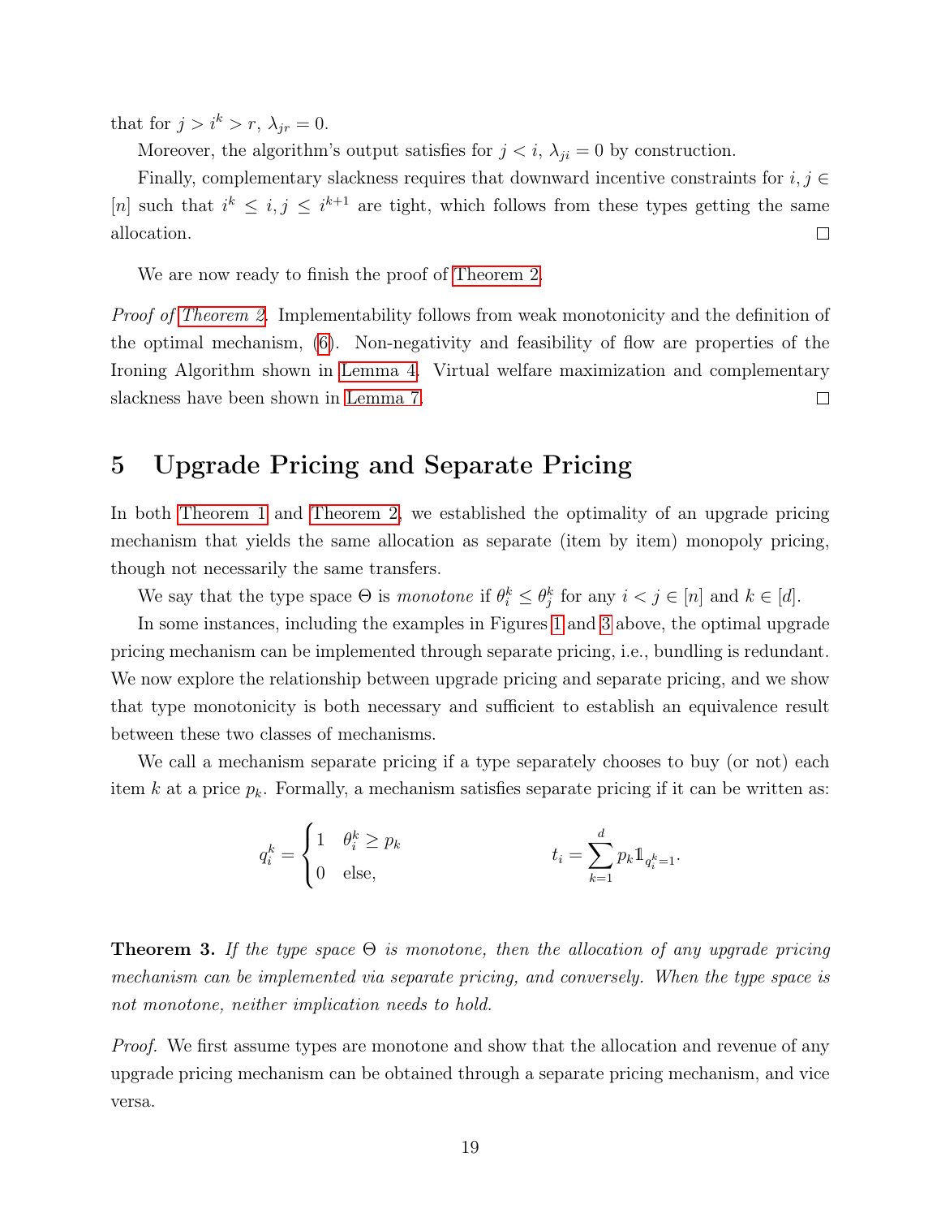that for $j > i^k > r$, $\lambda_{jr} = 0$.

Moreover, the algorithm's output satisfies for $j < i$, $\lambda_{ji} = 0$ by construction.

Finally, complementary slackness requires that downward incentive constraints for $i, j \in [n]$ such that $i^k \leq i, j \leq i^{k+1}$ are tight, which follows from these types getting the same allocation. □

We are now ready to finish the proof of Theorem 2.

*Proof of Theorem 2.* Implementability follows from weak monotonicity and the definition of the optimal mechanism, (6). Non-negativity and feasibility of flow are properties of the Ironing Algorithm shown in Lemma 4. Virtual welfare maximization and complementary slackness have been shown in Lemma 7. □

# 5 Upgrade Pricing and Separate Pricing

In both Theorem 1 and Theorem 2, we established the optimality of an upgrade pricing mechanism that yields the same allocation as separate (item by item) monopoly pricing, though not necessarily the same transfers.

We say that the type space $\Theta$ is *monotone* if $\theta_i^k \leq \theta_j^k$ for any $i < j \in [n]$ and $k \in [d]$.

In some instances, including the examples in Figures 1 and 3 above, the optimal upgrade pricing mechanism can be implemented through separate pricing, i.e., bundling is redundant. We now explore the relationship between upgrade pricing and separate pricing, and we show that type monotonicity is both necessary and sufficient to establish an equivalence result between these two classes of mechanisms.

We call a mechanism separate pricing if a type separately chooses to buy (or not) each item $k$ at a price $p_k$. Formally, a mechanism satisfies separate pricing if it can be written as:

$$q_i^k = \begin{cases} 1 & \theta_i^k \geq p_k \\ 0 & \text{else,} \end{cases} \qquad\qquad t_i = \sum_{k=1}^{d} p_k \mathbb{1}_{q_i^k = 1}.$$

**Theorem 3.** *If the type space $\Theta$ is monotone, then the allocation of any upgrade pricing mechanism can be implemented via separate pricing, and conversely. When the type space is not monotone, neither implication needs to hold.*

*Proof.* We first assume types are monotone and show that the allocation and revenue of any upgrade pricing mechanism can be obtained through a separate pricing mechanism, and vice versa.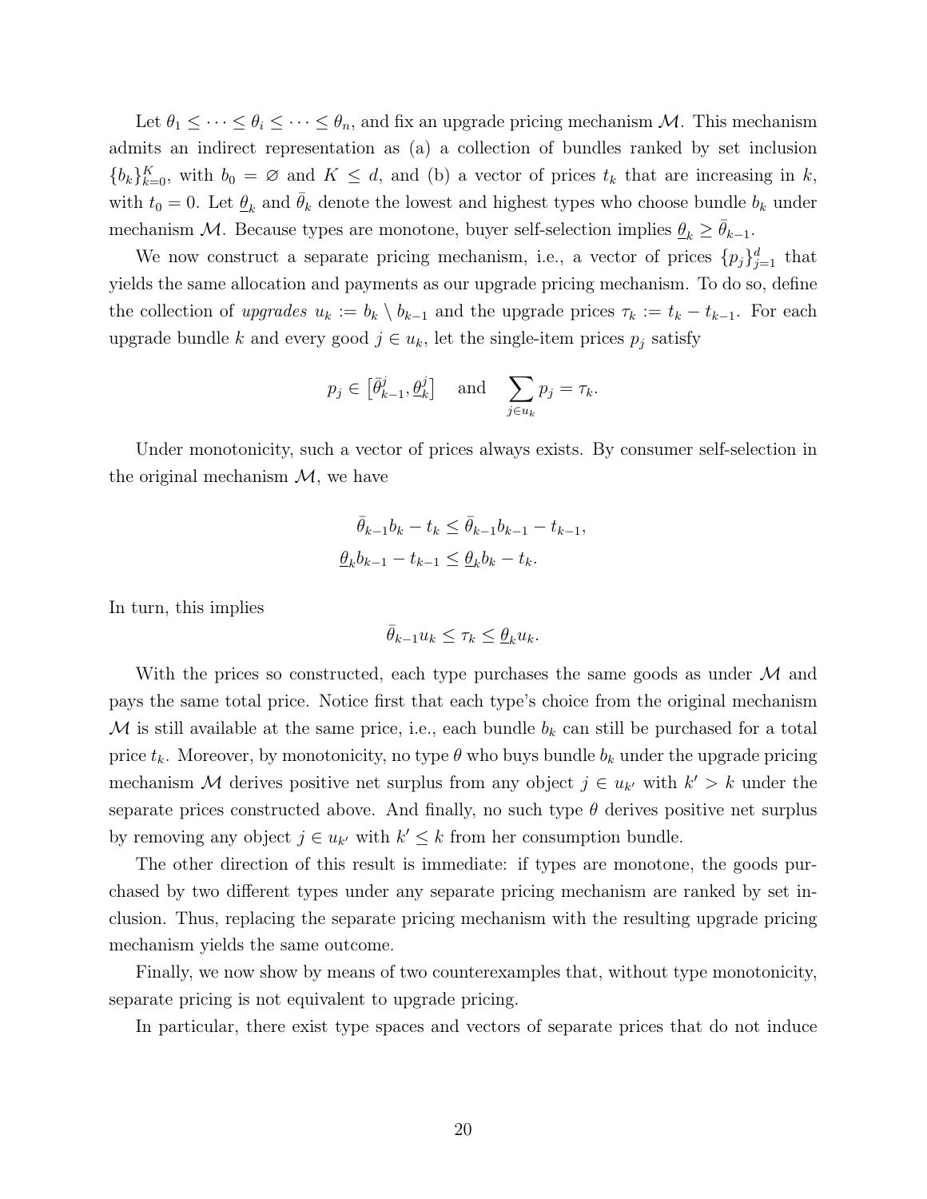Let $\theta_1 \leq \cdots \leq \theta_i \leq \cdots \leq \theta_n$, and fix an upgrade pricing mechanism $\mathcal{M}$. This mechanism admits an indirect representation as (a) a collection of bundles ranked by set inclusion $\{b_k\}_{k=0}^K$, with $b_0 = \varnothing$ and $K \leq d$, and (b) a vector of prices $t_k$ that are increasing in $k$, with $t_0 = 0$. Let $\underline{\theta}_k$ and $\bar{\theta}_k$ denote the lowest and highest types who choose bundle $b_k$ under mechanism $\mathcal{M}$. Because types are monotone, buyer self-selection implies $\underline{\theta}_k \geq \bar{\theta}_{k-1}$.

We now construct a separate pricing mechanism, i.e., a vector of prices $\{p_j\}_{j=1}^d$ that yields the same allocation and payments as our upgrade pricing mechanism. To do so, define the collection of *upgrades* $u_k := b_k \setminus b_{k-1}$ and the upgrade prices $\tau_k := t_k - t_{k-1}$. For each upgrade bundle $k$ and every good $j \in u_k$, let the single-item prices $p_j$ satisfy

$$p_j \in \left[\bar{\theta}_{k-1}^j, \underline{\theta}_k^j\right] \quad \text{and} \quad \sum_{j \in u_k} p_j = \tau_k.$$

Under monotonicity, such a vector of prices always exists. By consumer self-selection in the original mechanism $\mathcal{M}$, we have

$$\begin{aligned}
\bar{\theta}_{k-1} b_k - t_k &\leq \bar{\theta}_{k-1} b_{k-1} - t_{k-1}, \\
\underline{\theta}_k b_{k-1} - t_{k-1} &\leq \underline{\theta}_k b_k - t_k.
\end{aligned}$$

In turn, this implies

$$\bar{\theta}_{k-1} u_k \leq \tau_k \leq \underline{\theta}_k u_k.$$

With the prices so constructed, each type purchases the same goods as under $\mathcal{M}$ and pays the same total price. Notice first that each type's choice from the original mechanism $\mathcal{M}$ is still available at the same price, i.e., each bundle $b_k$ can still be purchased for a total price $t_k$. Moreover, by monotonicity, no type $\theta$ who buys bundle $b_k$ under the upgrade pricing mechanism $\mathcal{M}$ derives positive net surplus from any object $j \in u_{k'}$ with $k' > k$ under the separate prices constructed above. And finally, no such type $\theta$ derives positive net surplus by removing any object $j \in u_{k'}$ with $k' \leq k$ from her consumption bundle.

The other direction of this result is immediate: if types are monotone, the goods purchased by two different types under any separate pricing mechanism are ranked by set inclusion. Thus, replacing the separate pricing mechanism with the resulting upgrade pricing mechanism yields the same outcome.

Finally, we now show by means of two counterexamples that, without type monotonicity, separate pricing is not equivalent to upgrade pricing.

In particular, there exist type spaces and vectors of separate prices that do not induce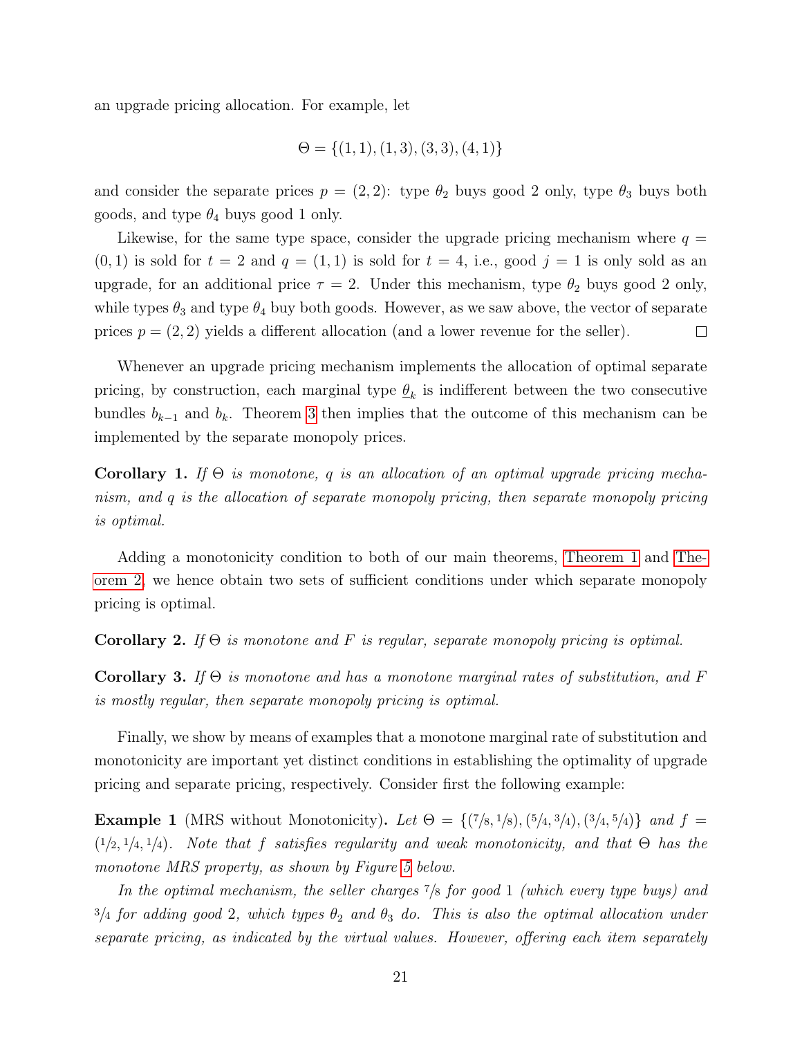an upgrade pricing allocation. For example, let

$$\Theta = \{(1,1), (1,3), (3,3), (4,1)\}$$

and consider the separate prices $p = (2, 2)$: type $\theta_2$ buys good 2 only, type $\theta_3$ buys both goods, and type $\theta_4$ buys good 1 only.

Likewise, for the same type space, consider the upgrade pricing mechanism where $q = (0, 1)$ is sold for $t = 2$ and $q = (1, 1)$ is sold for $t = 4$, i.e., good $j = 1$ is only sold as an upgrade, for an additional price $\tau = 2$. Under this mechanism, type $\theta_2$ buys good 2 only, while types $\theta_3$ and type $\theta_4$ buy both goods. However, as we saw above, the vector of separate prices $p = (2, 2)$ yields a different allocation (and a lower revenue for the seller). □

Whenever an upgrade pricing mechanism implements the allocation of optimal separate pricing, by construction, each marginal type $\underline{\theta}_k$ is indifferent between the two consecutive bundles $b_{k-1}$ and $b_k$. Theorem 3 then implies that the outcome of this mechanism can be implemented by the separate monopoly prices.

**Corollary 1.** *If $\Theta$ is monotone, $q$ is an allocation of an optimal upgrade pricing mechanism, and $q$ is the allocation of separate monopoly pricing, then separate monopoly pricing is optimal.*

Adding a monotonicity condition to both of our main theorems, Theorem 1 and Theorem 2, we hence obtain two sets of sufficient conditions under which separate monopoly pricing is optimal.

**Corollary 2.** *If $\Theta$ is monotone and $F$ is regular, separate monopoly pricing is optimal.*

**Corollary 3.** *If $\Theta$ is monotone and has a monotone marginal rates of substitution, and $F$ is mostly regular, then separate monopoly pricing is optimal.*

Finally, we show by means of examples that a monotone marginal rate of substitution and monotonicity are important yet distinct conditions in establishing the optimality of upgrade pricing and separate pricing, respectively. Consider first the following example:

**Example 1** (MRS without Monotonicity)**.** *Let $\Theta = \{(7/8, 1/8), (5/4, 3/4), (3/4, 5/4)\}$ and $f = (1/2, 1/4, 1/4)$. Note that $f$ satisfies regularity and weak monotonicity, and that $\Theta$ has the monotone MRS property, as shown by Figure 5 below.*

*In the optimal mechanism, the seller charges $7/8$ for good 1 (which every type buys) and $3/4$ for adding good 2, which types $\theta_2$ and $\theta_3$ do. This is also the optimal allocation under separate pricing, as indicated by the virtual values. However, offering each item separately*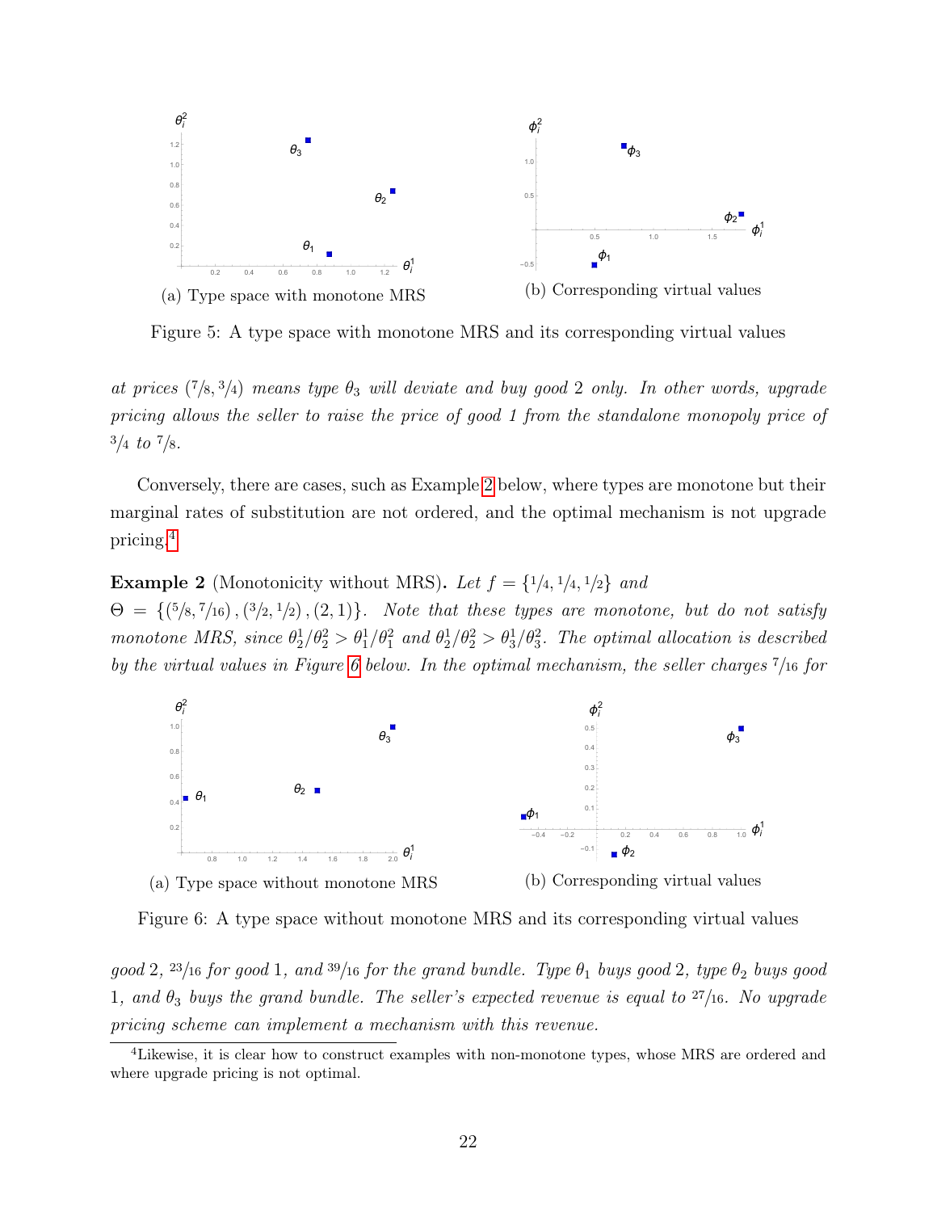(a) Type space with monotone MRS

(b) Corresponding virtual values

Figure 5: A type space with monotone MRS and its corresponding virtual values

*at prices $(7/8, 3/4)$ means type $\theta_3$ will deviate and buy good 2 only. In other words, upgrade pricing allows the seller to raise the price of good 1 from the standalone monopoly price of $3/4$ to $7/8$.*

Conversely, there are cases, such as Example 2 below, where types are monotone but their marginal rates of substitution are not ordered, and the optimal mechanism is not upgrade pricing.[4]

**Example 2** (Monotonicity without MRS)**.** *Let $f = \{1/4, 1/4, 1/2\}$ and $\Theta = \{(5/8, 7/16), (3/2, 1/2), (2, 1)\}$. Note that these types are monotone, but do not satisfy monotone MRS, since $\theta_2^1/\theta_2^2 > \theta_1^1/\theta_1^2$ and $\theta_2^1/\theta_2^2 > \theta_3^1/\theta_3^2$. The optimal allocation is described by the virtual values in Figure 6 below. In the optimal mechanism, the seller charges $7/16$ for good 2, $23/16$ for good 1, and $39/16$ for the grand bundle. Type $\theta_1$ buys good 2, type $\theta_2$ buys good 1, and $\theta_3$ buys the grand bundle. The seller's expected revenue is equal to $27/16$. No upgrade pricing scheme can implement a mechanism with this revenue.*

(a) Type space without monotone MRS

(b) Corresponding virtual values

Figure 6: A type space without monotone MRS and its corresponding virtual values

[4] Likewise, it is clear how to construct examples with non-monotone types, whose MRS are ordered and where upgrade pricing is not optimal.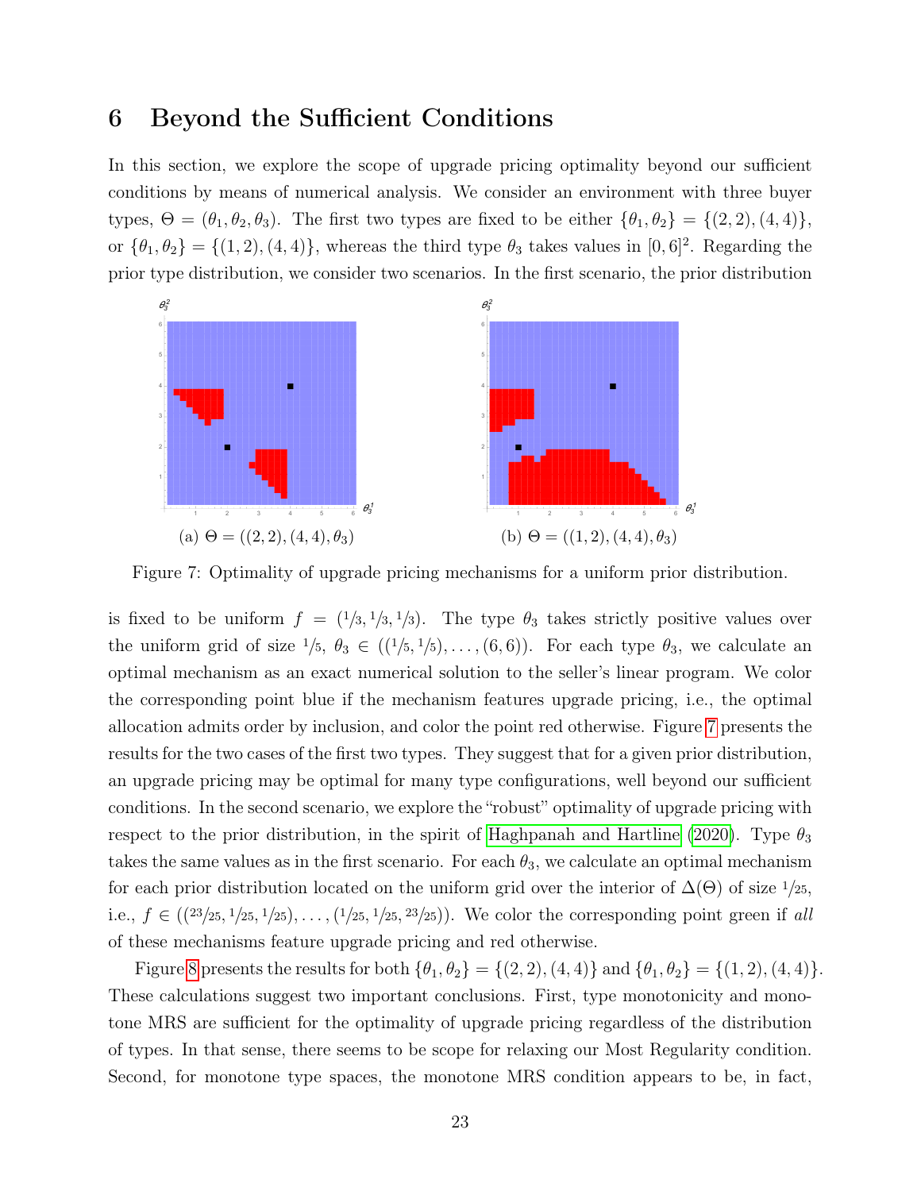# 6 Beyond the Sufficient Conditions

In this section, we explore the scope of upgrade pricing optimality beyond our sufficient conditions by means of numerical analysis. We consider an environment with three buyer types, $\Theta = (\theta_1, \theta_2, \theta_3)$. The first two types are fixed to be either $\{\theta_1, \theta_2\} = \{(2, 2), (4, 4)\}$, or $\{\theta_1, \theta_2\} = \{(1, 2), (4, 4)\}$, whereas the third type $\theta_3$ takes values in $[0, 6]^2$. Regarding the prior type distribution, we consider two scenarios. In the first scenario, the prior distribution

(a) $\Theta = ((2, 2), (4, 4), \theta_3)$

(b) $\Theta = ((1, 2), (4, 4), \theta_3)$

Figure 7: Optimality of upgrade pricing mechanisms for a uniform prior distribution.

is fixed to be uniform $f = (1/3, 1/3, 1/3)$. The type $\theta_3$ takes strictly positive values over the uniform grid of size $1/5$, $\theta_3 \in ((1/5, 1/5), \ldots, (6, 6))$. For each type $\theta_3$, we calculate an optimal mechanism as an exact numerical solution to the seller's linear program. We color the corresponding point blue if the mechanism features upgrade pricing, i.e., the optimal allocation admits order by inclusion, and color the point red otherwise. Figure 7 presents the results for the two cases of the first two types. They suggest that for a given prior distribution, an upgrade pricing may be optimal for many type configurations, well beyond our sufficient conditions. In the second scenario, we explore the "robust" optimality of upgrade pricing with respect to the prior distribution, in the spirit of Haghpanah and Hartline (2020). Type $\theta_3$ takes the same values as in the first scenario. For each $\theta_3$, we calculate an optimal mechanism for each prior distribution located on the uniform grid over the interior of $\Delta(\Theta)$ of size $1/25$, i.e., $f \in ((23/25, 1/25, 1/25), \ldots, (1/25, 1/25, 23/25))$. We color the corresponding point green if *all* of these mechanisms feature upgrade pricing and red otherwise.

Figure 8 presents the results for both $\{\theta_1, \theta_2\} = \{(2, 2), (4, 4)\}$ and $\{\theta_1, \theta_2\} = \{(1, 2), (4, 4)\}$. These calculations suggest two important conclusions. First, type monotonicity and monotone MRS are sufficient for the optimality of upgrade pricing regardless of the distribution of types. In that sense, there seems to be scope for relaxing our Most Regularity condition. Second, for monotone type spaces, the monotone MRS condition appears to be, in fact,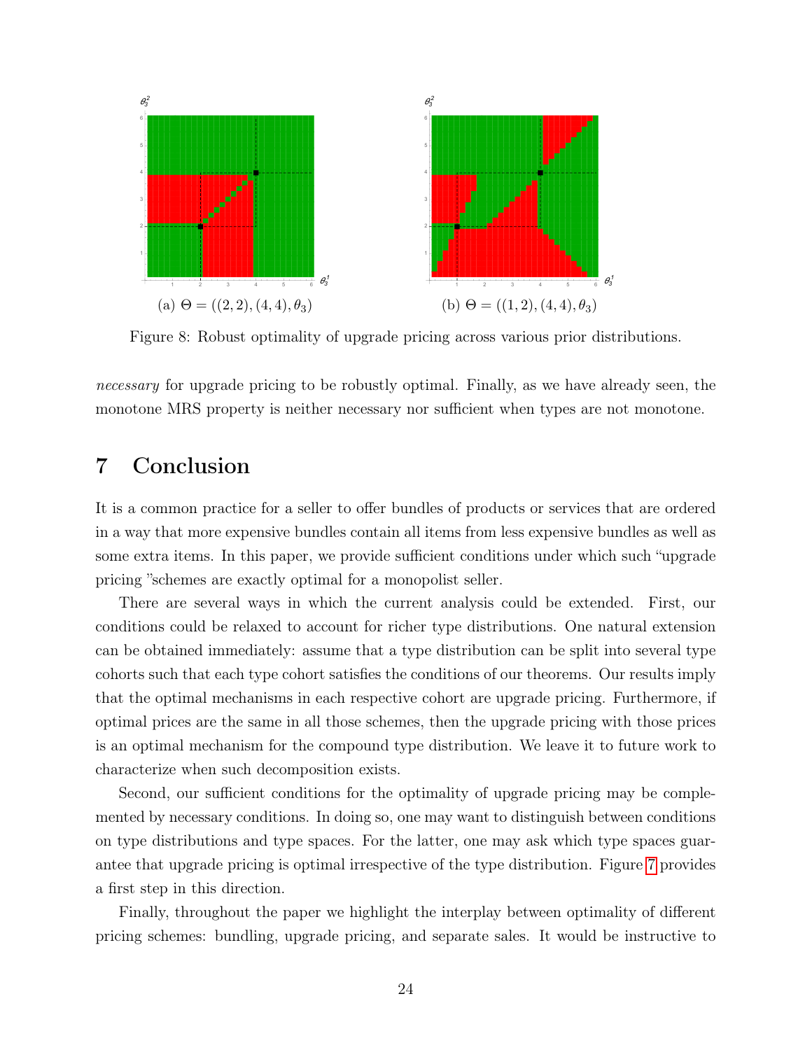(a) $\Theta = ((2,2),(4,4),\theta_3)$

(b) $\Theta = ((1,2),(4,4),\theta_3)$

Figure 8: Robust optimality of upgrade pricing across various prior distributions.

*necessary* for upgrade pricing to be robustly optimal. Finally, as we have already seen, the monotone MRS property is neither necessary nor sufficient when types are not monotone.

# 7 Conclusion

It is a common practice for a seller to offer bundles of products or services that are ordered in a way that more expensive bundles contain all items from less expensive bundles as well as some extra items. In this paper, we provide sufficient conditions under which such "upgrade pricing "schemes are exactly optimal for a monopolist seller.

There are several ways in which the current analysis could be extended. First, our conditions could be relaxed to account for richer type distributions. One natural extension can be obtained immediately: assume that a type distribution can be split into several type cohorts such that each type cohort satisfies the conditions of our theorems. Our results imply that the optimal mechanisms in each respective cohort are upgrade pricing. Furthermore, if optimal prices are the same in all those schemes, then the upgrade pricing with those prices is an optimal mechanism for the compound type distribution. We leave it to future work to characterize when such decomposition exists.

Second, our sufficient conditions for the optimality of upgrade pricing may be complemented by necessary conditions. In doing so, one may want to distinguish between conditions on type distributions and type spaces. For the latter, one may ask which type spaces guarantee that upgrade pricing is optimal irrespective of the type distribution. Figure 7 provides a first step in this direction.

Finally, throughout the paper we highlight the interplay between optimality of different pricing schemes: bundling, upgrade pricing, and separate sales. It would be instructive to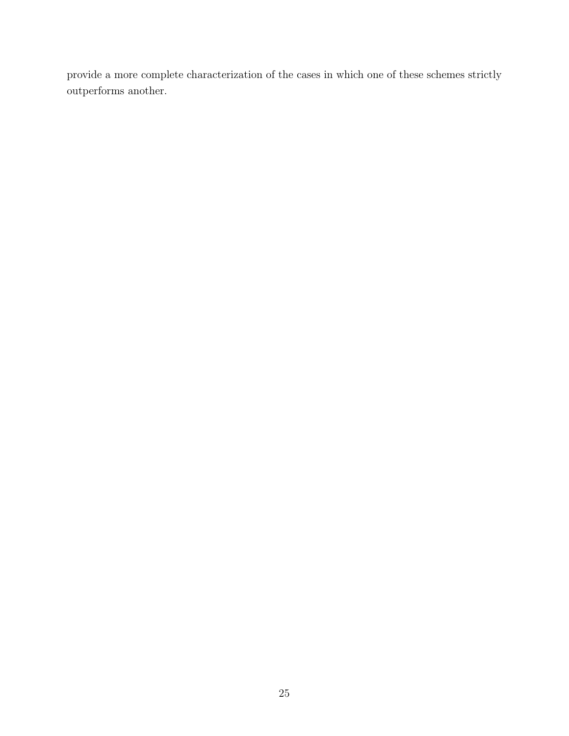provide a more complete characterization of the cases in which one of these schemes strictly outperforms another.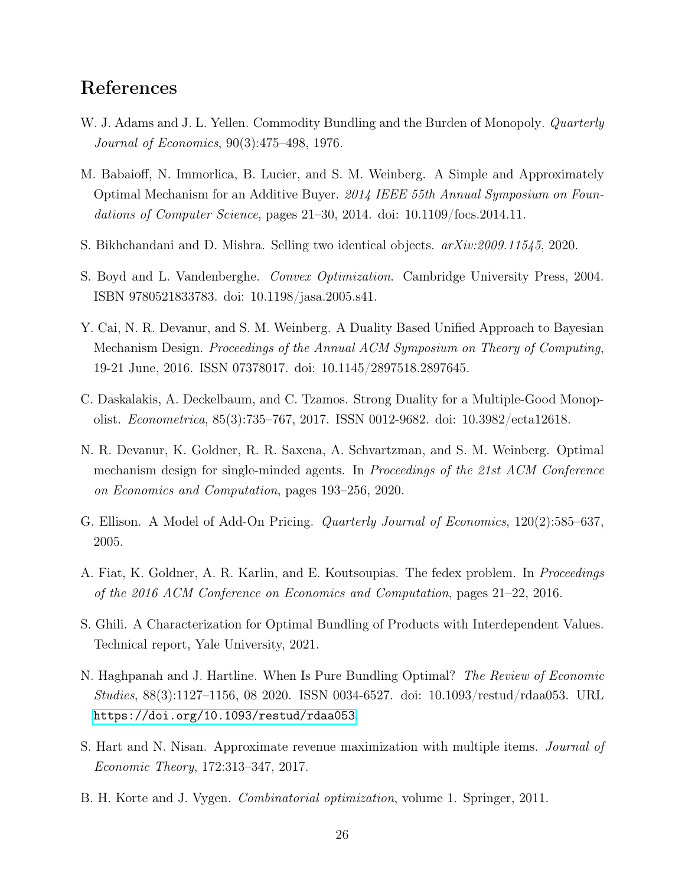# References

W. J. Adams and J. L. Yellen. Commodity Bundling and the Burden of Monopoly. *Quarterly Journal of Economics*, 90(3):475–498, 1976.

M. Babaioff, N. Immorlica, B. Lucier, and S. M. Weinberg. A Simple and Approximately Optimal Mechanism for an Additive Buyer. *2014 IEEE 55th Annual Symposium on Foundations of Computer Science*, pages 21–30, 2014. doi: 10.1109/focs.2014.11.

S. Bikhchandani and D. Mishra. Selling two identical objects. *arXiv:2009.11545*, 2020.

S. Boyd and L. Vandenberghe. *Convex Optimization*. Cambridge University Press, 2004. ISBN 9780521833783. doi: 10.1198/jasa.2005.s41.

Y. Cai, N. R. Devanur, and S. M. Weinberg. A Duality Based Unified Approach to Bayesian Mechanism Design. *Proceedings of the Annual ACM Symposium on Theory of Computing*, 19-21 June, 2016. ISSN 07378017. doi: 10.1145/2897518.2897645.

C. Daskalakis, A. Deckelbaum, and C. Tzamos. Strong Duality for a Multiple-Good Monopolist. *Econometrica*, 85(3):735–767, 2017. ISSN 0012-9682. doi: 10.3982/ecta12618.

N. R. Devanur, K. Goldner, R. R. Saxena, A. Schvartzman, and S. M. Weinberg. Optimal mechanism design for single-minded agents. In *Proceedings of the 21st ACM Conference on Economics and Computation*, pages 193–256, 2020.

G. Ellison. A Model of Add-On Pricing. *Quarterly Journal of Economics*, 120(2):585–637, 2005.

A. Fiat, K. Goldner, A. R. Karlin, and E. Koutsoupias. The fedex problem. In *Proceedings of the 2016 ACM Conference on Economics and Computation*, pages 21–22, 2016.

S. Ghili. A Characterization for Optimal Bundling of Products with Interdependent Values. Technical report, Yale University, 2021.

N. Haghpanah and J. Hartline. When Is Pure Bundling Optimal? *The Review of Economic Studies*, 88(3):1127–1156, 08 2020. ISSN 0034-6527. doi: 10.1093/restud/rdaa053. URL https://doi.org/10.1093/restud/rdaa053.

S. Hart and N. Nisan. Approximate revenue maximization with multiple items. *Journal of Economic Theory*, 172:313–347, 2017.

B. H. Korte and J. Vygen. *Combinatorial optimization*, volume 1. Springer, 2011.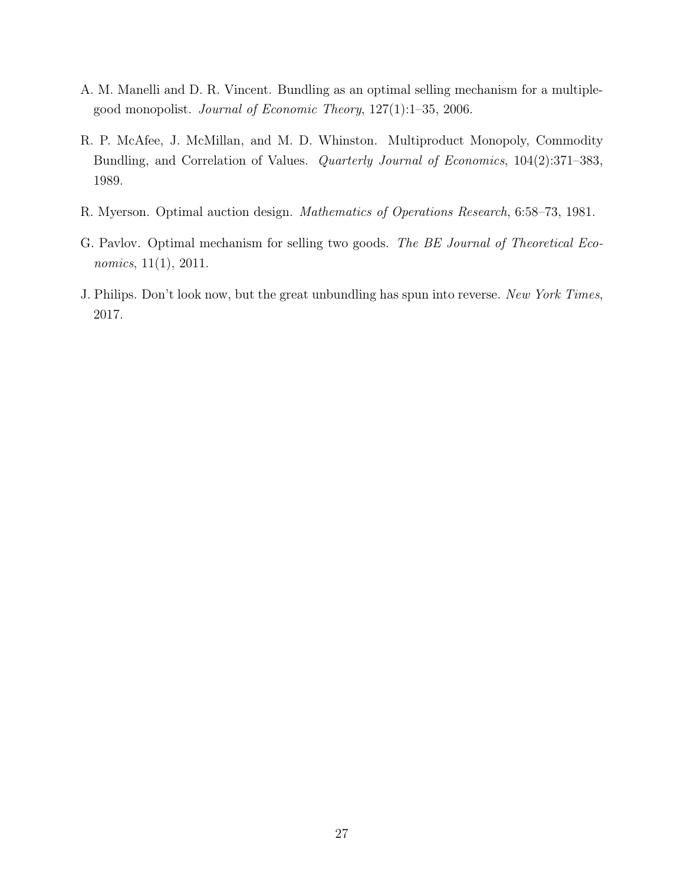A. M. Manelli and D. R. Vincent. Bundling as an optimal selling mechanism for a multiple-good monopolist. *Journal of Economic Theory*, 127(1):1–35, 2006.

R. P. McAfee, J. McMillan, and M. D. Whinston. Multiproduct Monopoly, Commodity Bundling, and Correlation of Values. *Quarterly Journal of Economics*, 104(2):371–383, 1989.

R. Myerson. Optimal auction design. *Mathematics of Operations Research*, 6:58–73, 1981.

G. Pavlov. Optimal mechanism for selling two goods. *The BE Journal of Theoretical Economics*, 11(1), 2011.

J. Philips. Don't look now, but the great unbundling has spun into reverse. *New York Times*, 2017.